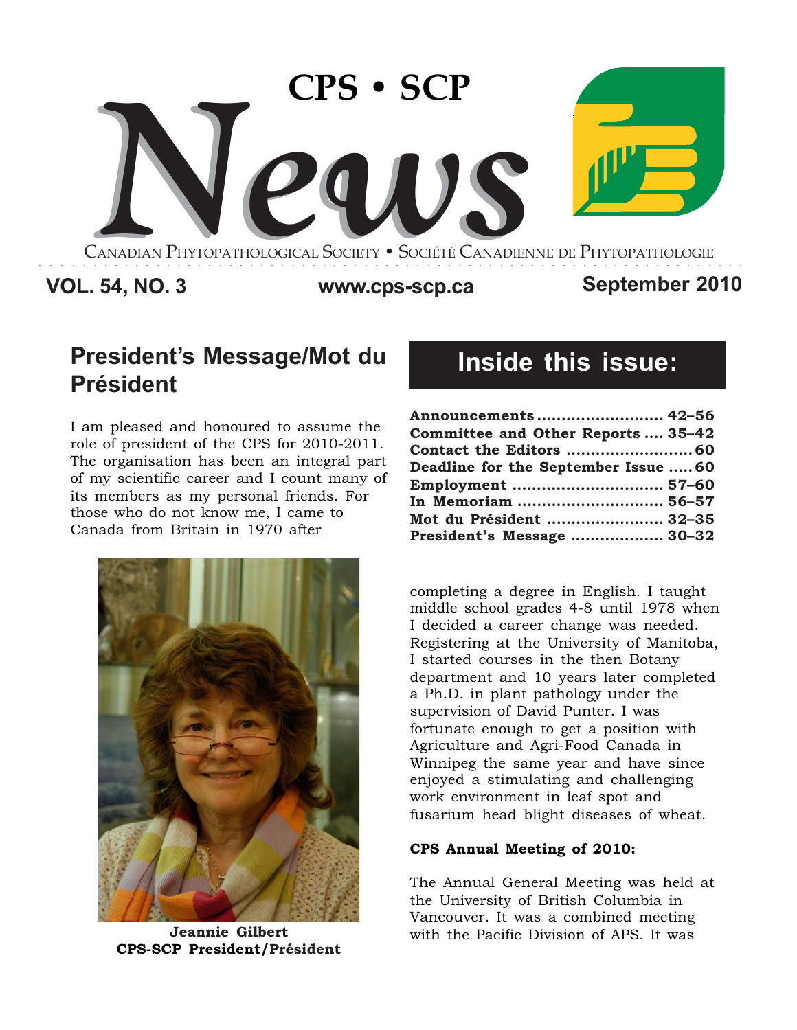# CPS • SCP News

CANADIAN PHYTOPATHOLOGICAL SOCIETY • SOCIÉTÉ CANADIENNE DE PHYTOPATHOLOGIE

**VOL. 54, NO. 3** | **www.cps-scp.ca** | **September 2010**

## President's Message/Mot du Président

I am pleased and honoured to assume the role of president of the CPS for 2010-2011. The organisation has been an integral part of my scientific career and I count many of its members as my personal friends. For those who do not know me, I came to Canada from Britain in 1970 after completing a degree in English. I taught middle school grades 4-8 until 1978 when I decided a career change was needed. Registering at the University of Manitoba, I started courses in the then Botany department and 10 years later completed a Ph.D. in plant pathology under the supervision of David Punter. I was fortunate enough to get a position with Agriculture and Agri-Food Canada in Winnipeg the same year and have since enjoyed a stimulating and challenging work environment in leaf spot and fusarium head blight diseases of wheat.

**Jeannie Gilbert**
**CPS-SCP President/Président**

## Inside this issue:

| | |
|---|---|
| **Announcements** | **42–56** |
| **Committee and Other Reports** | **35–42** |
| **Contact the Editors** | **60** |
| **Deadline for the September Issue** | **60** |
| **Employment** | **57–60** |
| **In Memoriam** | **56–57** |
| **Mot du Président** | **32–35** |
| **President's Message** | **30–32** |

**CPS Annual Meeting of 2010:**

The Annual General Meeting was held at the University of British Columbia in Vancouver. It was a combined meeting with the Pacific Division of APS. It was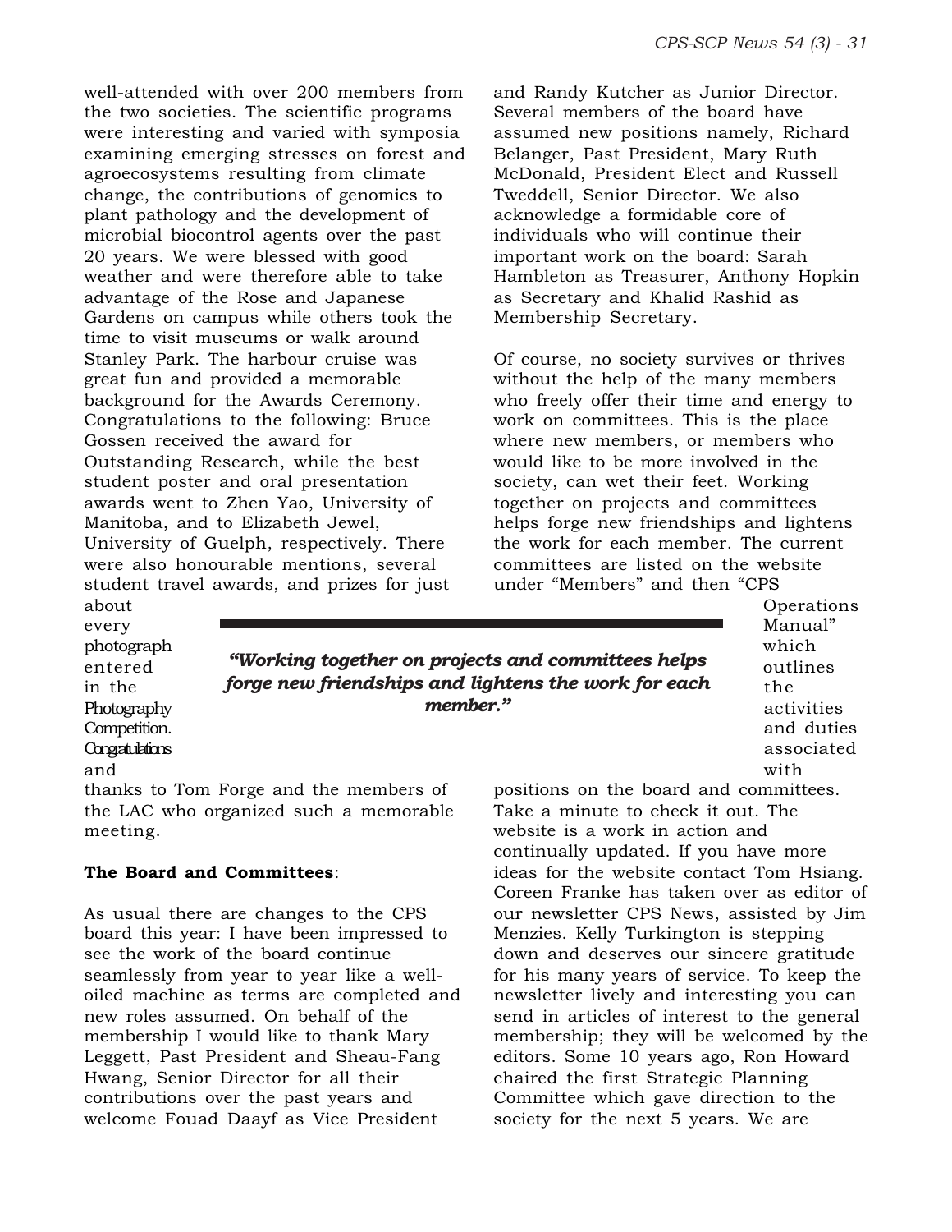well-attended with over 200 members from the two societies. The scientific programs were interesting and varied with symposia examining emerging stresses on forest and agroecosystems resulting from climate change, the contributions of genomics to plant pathology and the development of microbial biocontrol agents over the past 20 years. We were blessed with good weather and were therefore able to take advantage of the Rose and Japanese Gardens on campus while others took the time to visit museums or walk around Stanley Park. The harbour cruise was great fun and provided a memorable background for the Awards Ceremony. Congratulations to the following: Bruce Gossen received the award for Outstanding Research, while the best student poster and oral presentation awards went to Zhen Yao, University of Manitoba, and to Elizabeth Jewel, University of Guelph, respectively. There were also honourable mentions, several student travel awards, and prizes for just about every photograph entered in the Photography Competition. Congratulations and thanks to Tom Forge and the members of the LAC who organized such a memorable meeting.

## The Board and Committees:

As usual there are changes to the CPS board this year: I have been impressed to see the work of the board continue seamlessly from year to year like a well-oiled machine as terms are completed and new roles assumed. On behalf of the membership I would like to thank Mary Leggett, Past President and Sheau-Fang Hwang, Senior Director for all their contributions over the past years and welcome Fouad Daayf as Vice President and Randy Kutcher as Junior Director. Several members of the board have assumed new positions namely, Richard Belanger, Past President, Mary Ruth McDonald, President Elect and Russell Tweddell, Senior Director. We also acknowledge a formidable core of individuals who will continue their important work on the board: Sarah Hambleton as Treasurer, Anthony Hopkin as Secretary and Khalid Rashid as Membership Secretary.

Of course, no society survives or thrives without the help of the many members who freely offer their time and energy to work on committees. This is the place where new members, or members who would like to be more involved in the society, can wet their feet. Working together on projects and committees helps forge new friendships and lightens the work for each member. The current committees are listed on the website under "Members" and then "CPS Operations Manual" which outlines the activities and duties associated with positions on the board and committees. Take a minute to check it out. The website is a work in action and continually updated. If you have more ideas for the website contact Tom Hsiang. Coreen Franke has taken over as editor of our newsletter CPS News, assisted by Jim Menzies. Kelly Turkington is stepping down and deserves our sincere gratitude for his many years of service. To keep the newsletter lively and interesting you can send in articles of interest to the general membership; they will be welcomed by the editors. Some 10 years ago, Ron Howard chaired the first Strategic Planning Committee which gave direction to the society for the next 5 years. We are

> ***"Working together on projects and committees helps forge new friendships and lightens the work for each member."***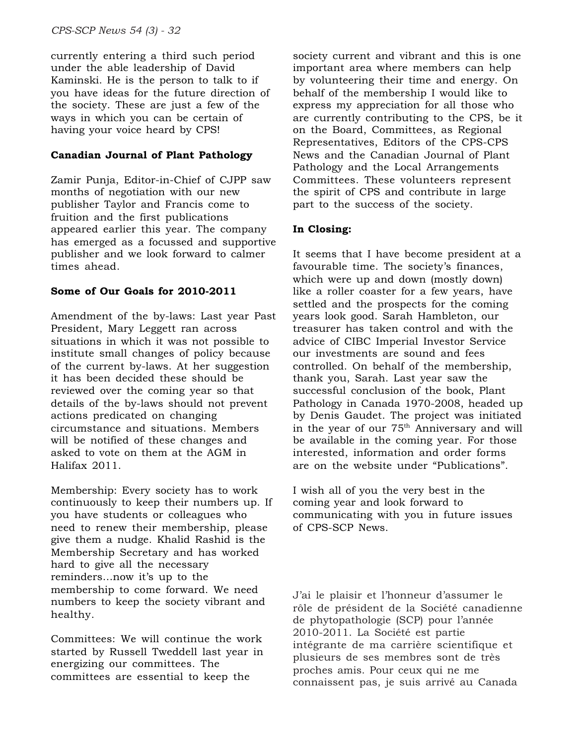currently entering a third such period under the able leadership of David Kaminski. He is the person to talk to if you have ideas for the future direction of the society. These are just a few of the ways in which you can be certain of having your voice heard by CPS!

**Canadian Journal of Plant Pathology**

Zamir Punja, Editor-in-Chief of CJPP saw months of negotiation with our new publisher Taylor and Francis come to fruition and the first publications appeared earlier this year. The company has emerged as a focussed and supportive publisher and we look forward to calmer times ahead.

**Some of Our Goals for 2010-2011**

Amendment of the by-laws: Last year Past President, Mary Leggett ran across situations in which it was not possible to institute small changes of policy because of the current by-laws. At her suggestion it has been decided these should be reviewed over the coming year so that details of the by-laws should not prevent actions predicated on changing circumstance and situations. Members will be notified of these changes and asked to vote on them at the AGM in Halifax 2011.

Membership: Every society has to work continuously to keep their numbers up. If you have students or colleagues who need to renew their membership, please give them a nudge. Khalid Rashid is the Membership Secretary and has worked hard to give all the necessary reminders...now it's up to the membership to come forward. We need numbers to keep the society vibrant and healthy.

Committees: We will continue the work started by Russell Tweddell last year in energizing our committees. The committees are essential to keep the society current and vibrant and this is one important area where members can help by volunteering their time and energy. On behalf of the membership I would like to express my appreciation for all those who are currently contributing to the CPS, be it on the Board, Committees, as Regional Representatives, Editors of the CPS-CPS News and the Canadian Journal of Plant Pathology and the Local Arrangements Committees. These volunteers represent the spirit of CPS and contribute in large part to the success of the society.

**In Closing:**

It seems that I have become president at a favourable time. The society's finances, which were up and down (mostly down) like a roller coaster for a few years, have settled and the prospects for the coming years look good. Sarah Hambleton, our treasurer has taken control and with the advice of CIBC Imperial Investor Service our investments are sound and fees controlled. On behalf of the membership, thank you, Sarah. Last year saw the successful conclusion of the book, Plant Pathology in Canada 1970-2008, headed up by Denis Gaudet. The project was initiated in the year of our 75th Anniversary and will be available in the coming year. For those interested, information and order forms are on the website under "Publications".

I wish all of you the very best in the coming year and look forward to communicating with you in future issues of CPS-SCP News.

J'ai le plaisir et l'honneur d'assumer le rôle de président de la Société canadienne de phytopathologie (SCP) pour l'année 2010-2011. La Société est partie intégrante de ma carrière scientifique et plusieurs de ses membres sont de très proches amis. Pour ceux qui ne me connaissent pas, je suis arrivé au Canada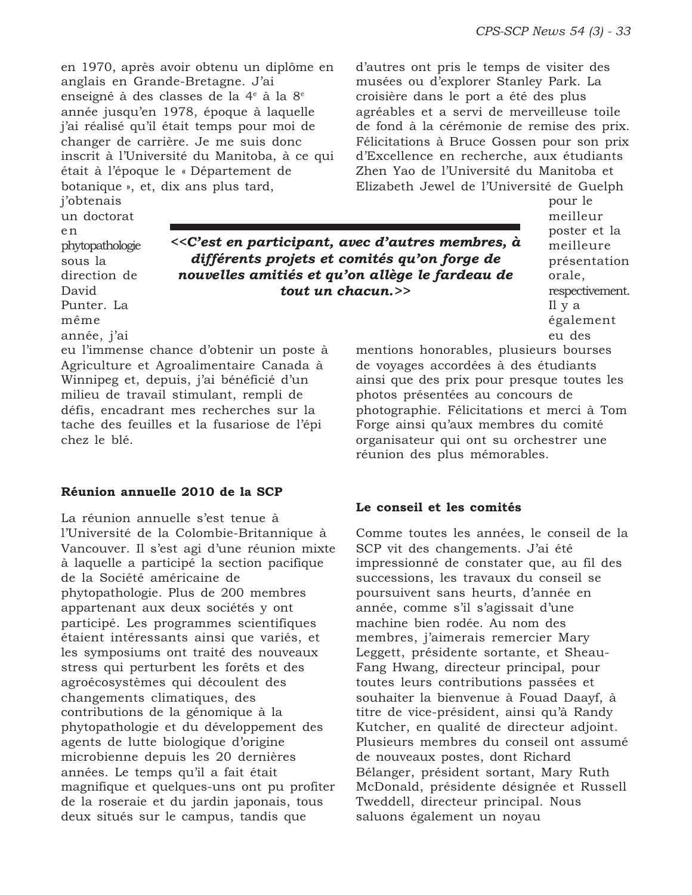en 1970, après avoir obtenu un diplôme en anglais en Grande-Bretagne. J'ai enseigné à des classes de la 4^e^ à la 8^e^ année jusqu'en 1978, époque à laquelle j'ai réalisé qu'il était temps pour moi de changer de carrière. Je me suis donc inscrit à l'Université du Manitoba, à ce qui était à l'époque le « Département de botanique », et, dix ans plus tard, j'obtenais un doctorat en phytopathologie sous la direction de David Punter. La même année, j'ai eu l'immense chance d'obtenir un poste à Agriculture et Agroalimentaire Canada à Winnipeg et, depuis, j'ai bénéficié d'un milieu de travail stimulant, rempli de défis, encadrant mes recherches sur la tache des feuilles et la fusariose de l'épi chez le blé.

***<<C'est en participant, avec d'autres membres, à différents projets et comités qu'on forge de nouvelles amitiés et qu'on allège le fardeau de tout un chacun.>>***

### Réunion annuelle 2010 de la SCP

La réunion annuelle s'est tenue à l'Université de la Colombie-Britannique à Vancouver. Il s'est agi d'une réunion mixte à laquelle a participé la section pacifique de la Société américaine de phytopathologie. Plus de 200 membres appartenant aux deux sociétés y ont participé. Les programmes scientifiques étaient intéressants ainsi que variés, et les symposiums ont traité des nouveaux stress qui perturbent les forêts et des agroécosystèmes qui découlent des changements climatiques, des contributions de la génomique à la phytopathologie et du développement des agents de lutte biologique d'origine microbienne depuis les 20 dernières années. Le temps qu'il a fait était magnifique et quelques-uns ont pu profiter de la roseraie et du jardin japonais, tous deux situés sur le campus, tandis que d'autres ont pris le temps de visiter des musées ou d'explorer Stanley Park. La croisière dans le port a été des plus agréables et a servi de merveilleuse toile de fond à la cérémonie de remise des prix. Félicitations à Bruce Gossen pour son prix d'Excellence en recherche, aux étudiants Zhen Yao de l'Université du Manitoba et Elizabeth Jewel de l'Université de Guelph pour le meilleur poster et la meilleure présentation orale, respectivement. Il y a également eu des mentions honorables, plusieurs bourses de voyages accordées à des étudiants ainsi que des prix pour presque toutes les photos présentées au concours de photographie. Félicitations et merci à Tom Forge ainsi qu'aux membres du comité organisateur qui ont su orchestrer une réunion des plus mémorables.

### Le conseil et les comités

Comme toutes les années, le conseil de la SCP vit des changements. J'ai été impressionné de constater que, au fil des successions, les travaux du conseil se poursuivent sans heurts, d'année en année, comme s'il s'agissait d'une machine bien rodée. Au nom des membres, j'aimerais remercier Mary Leggett, présidente sortante, et Sheau-Fang Hwang, directeur principal, pour toutes leurs contributions passées et souhaiter la bienvenue à Fouad Daayf, à titre de vice-président, ainsi qu'à Randy Kutcher, en qualité de directeur adjoint. Plusieurs membres du conseil ont assumé de nouveaux postes, dont Richard Bélanger, président sortant, Mary Ruth McDonald, présidente désignée et Russell Tweddell, directeur principal. Nous saluons également un noyau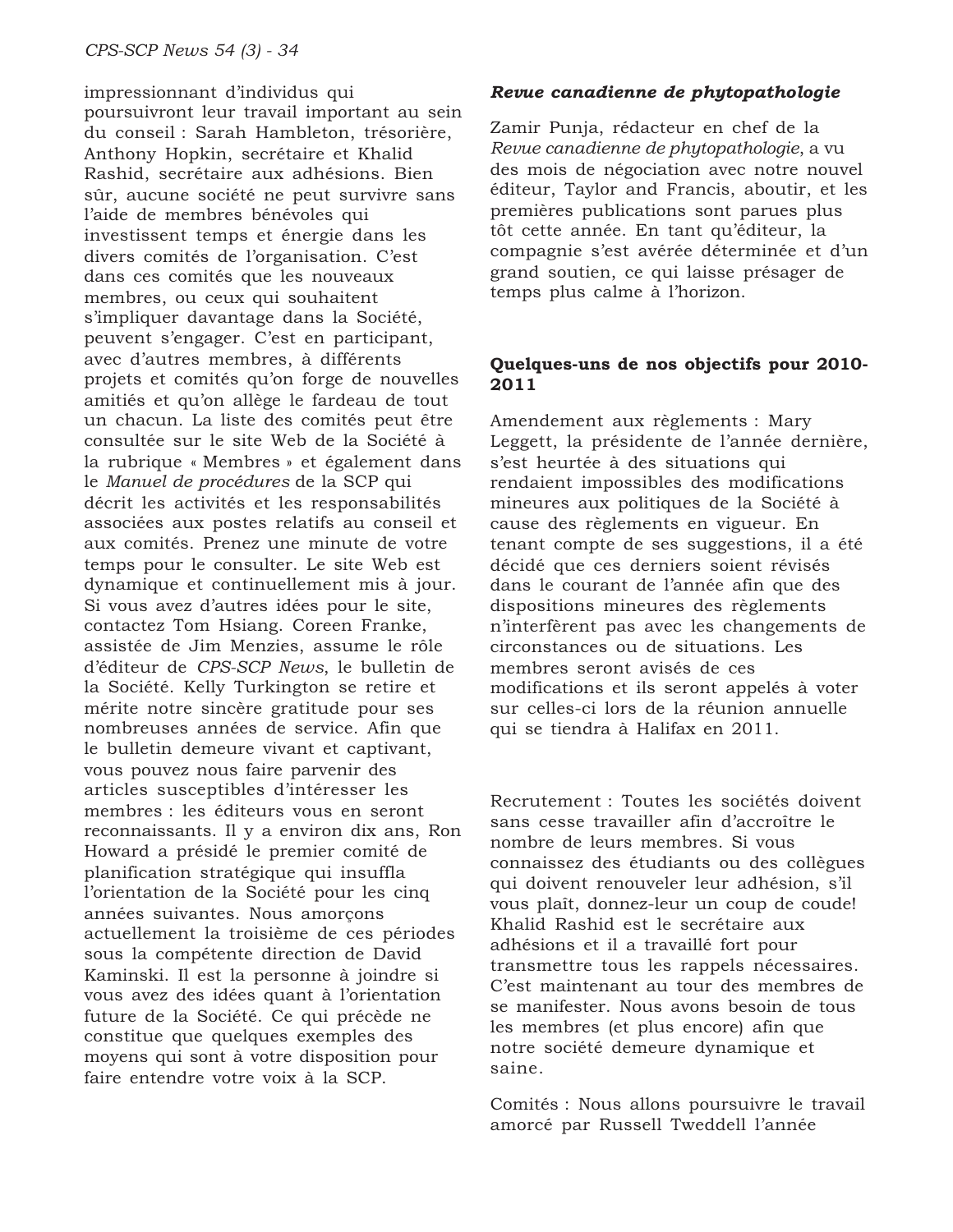impressionnant d'individus qui poursuivront leur travail important au sein du conseil : Sarah Hambleton, trésorière, Anthony Hopkin, secrétaire et Khalid Rashid, secrétaire aux adhésions. Bien sûr, aucune société ne peut survivre sans l'aide de membres bénévoles qui investissent temps et énergie dans les divers comités de l'organisation. C'est dans ces comités que les nouveaux membres, ou ceux qui souhaitent s'impliquer davantage dans la Société, peuvent s'engager. C'est en participant, avec d'autres membres, à différents projets et comités qu'on forge de nouvelles amitiés et qu'on allège le fardeau de tout un chacun. La liste des comités peut être consultée sur le site Web de la Société à la rubrique « Membres » et également dans le *Manuel de procédures* de la SCP qui décrit les activités et les responsabilités associées aux postes relatifs au conseil et aux comités. Prenez une minute de votre temps pour le consulter. Le site Web est dynamique et continuellement mis à jour. Si vous avez d'autres idées pour le site, contactez Tom Hsiang. Coreen Franke, assistée de Jim Menzies, assume le rôle d'éditeur de *CPS-SCP News*, le bulletin de la Société. Kelly Turkington se retire et mérite notre sincère gratitude pour ses nombreuses années de service. Afin que le bulletin demeure vivant et captivant, vous pouvez nous faire parvenir des articles susceptibles d'intéresser les membres : les éditeurs vous en seront reconnaissants. Il y a environ dix ans, Ron Howard a présidé le premier comité de planification stratégique qui insuffla l'orientation de la Société pour les cinq années suivantes. Nous amorçons actuellement la troisième de ces périodes sous la compétente direction de David Kaminski. Il est la personne à joindre si vous avez des idées quant à l'orientation future de la Société. Ce qui précède ne constitue que quelques exemples des moyens qui sont à votre disposition pour faire entendre votre voix à la SCP.

### *Revue canadienne de phytopathologie*

Zamir Punja, rédacteur en chef de la *Revue canadienne de phytopathologie*, a vu des mois de négociation avec notre nouvel éditeur, Taylor and Francis, aboutir, et les premières publications sont parues plus tôt cette année. En tant qu'éditeur, la compagnie s'est avérée déterminée et d'un grand soutien, ce qui laisse présager de temps plus calme à l'horizon.

### Quelques-uns de nos objectifs pour 2010-2011

Amendement aux règlements : Mary Leggett, la présidente de l'année dernière, s'est heurtée à des situations qui rendaient impossibles des modifications mineures aux politiques de la Société à cause des règlements en vigueur. En tenant compte de ses suggestions, il a été décidé que ces derniers soient révisés dans le courant de l'année afin que des dispositions mineures des règlements n'interfèrent pas avec les changements de circonstances ou de situations. Les membres seront avisés de ces modifications et ils seront appelés à voter sur celles-ci lors de la réunion annuelle qui se tiendra à Halifax en 2011.

Recrutement : Toutes les sociétés doivent sans cesse travailler afin d'accroître le nombre de leurs membres. Si vous connaissez des étudiants ou des collègues qui doivent renouveler leur adhésion, s'il vous plaît, donnez-leur un coup de coude! Khalid Rashid est le secrétaire aux adhésions et il a travaillé fort pour transmettre tous les rappels nécessaires. C'est maintenant au tour des membres de se manifester. Nous avons besoin de tous les membres (et plus encore) afin que notre société demeure dynamique et saine.

Comités : Nous allons poursuivre le travail amorcé par Russell Tweddell l'année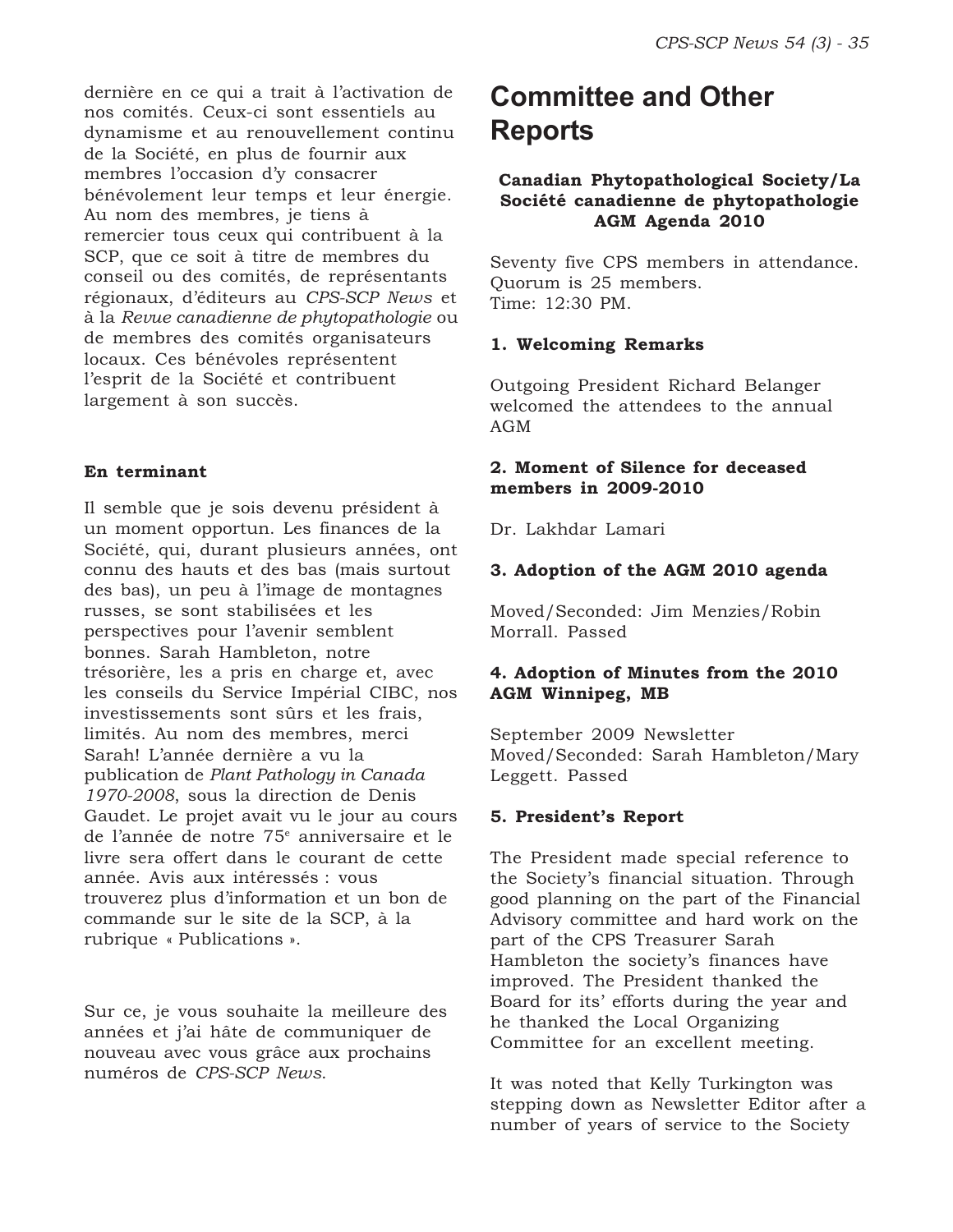dernière en ce qui a trait à l'activation de nos comités. Ceux-ci sont essentiels au dynamisme et au renouvellement continu de la Société, en plus de fournir aux membres l'occasion d'y consacrer bénévolement leur temps et leur énergie. Au nom des membres, je tiens à remercier tous ceux qui contribuent à la SCP, que ce soit à titre de membres du conseil ou des comités, de représentants régionaux, d'éditeurs au *CPS-SCP News* et à la *Revue canadienne de phytopathologie* ou de membres des comités organisateurs locaux. Ces bénévoles représentent l'esprit de la Société et contribuent largement à son succès.

**En terminant**

Il semble que je sois devenu président à un moment opportun. Les finances de la Société, qui, durant plusieurs années, ont connu des hauts et des bas (mais surtout des bas), un peu à l'image de montagnes russes, se sont stabilisées et les perspectives pour l'avenir semblent bonnes. Sarah Hambleton, notre trésorière, les a pris en charge et, avec les conseils du Service Impérial CIBC, nos investissements sont sûrs et les frais, limités. Au nom des membres, merci Sarah! L'année dernière a vu la publication de *Plant Pathology in Canada 1970-2008*, sous la direction de Denis Gaudet. Le projet avait vu le jour au cours de l'année de notre 75[e] anniversaire et le livre sera offert dans le courant de cette année. Avis aux intéressés : vous trouverez plus d'information et un bon de commande sur le site de la SCP, à la rubrique « Publications ».

Sur ce, je vous souhaite la meilleure des années et j'ai hâte de communiquer de nouveau avec vous grâce aux prochains numéros de *CPS-SCP News*.

# Committee and Other Reports

**Canadian Phytopathological Society/La Société canadienne de phytopathologie AGM Agenda 2010**

Seventy five CPS members in attendance. Quorum is 25 members.
Time: 12:30 PM.

**1. Welcoming Remarks**

Outgoing President Richard Belanger welcomed the attendees to the annual AGM

**2. Moment of Silence for deceased members in 2009-2010**

Dr. Lakhdar Lamari

**3. Adoption of the AGM 2010 agenda**

Moved/Seconded: Jim Menzies/Robin Morrall. Passed

**4. Adoption of Minutes from the 2010 AGM Winnipeg, MB**

September 2009 Newsletter
Moved/Seconded: Sarah Hambleton/Mary Leggett. Passed

**5. President's Report**

The President made special reference to the Society's financial situation. Through good planning on the part of the Financial Advisory committee and hard work on the part of the CPS Treasurer Sarah Hambleton the society's finances have improved. The President thanked the Board for its' efforts during the year and he thanked the Local Organizing Committee for an excellent meeting.

It was noted that Kelly Turkington was stepping down as Newsletter Editor after a number of years of service to the Society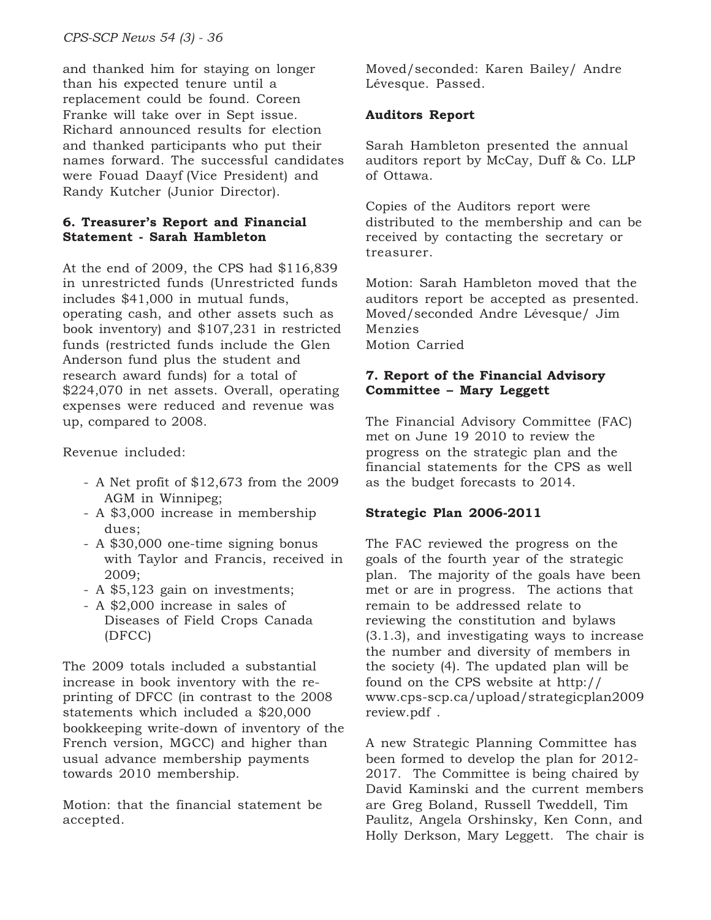and thanked him for staying on longer than his expected tenure until a replacement could be found. Coreen Franke will take over in Sept issue. Richard announced results for election and thanked participants who put their names forward. The successful candidates were Fouad Daayf (Vice President) and Randy Kutcher (Junior Director).

### 6. Treasurer's Report and Financial Statement - Sarah Hambleton

At the end of 2009, the CPS had $116,839 in unrestricted funds (Unrestricted funds includes $41,000 in mutual funds, operating cash, and other assets such as book inventory) and $107,231 in restricted funds (restricted funds include the Glen Anderson fund plus the student and research award funds) for a total of $224,070 in net assets. Overall, operating expenses were reduced and revenue was up, compared to 2008.

Revenue included:

- A Net profit of $12,673 from the 2009 AGM in Winnipeg;
- A $3,000 increase in membership dues;
- A $30,000 one-time signing bonus with Taylor and Francis, received in 2009;
- A $5,123 gain on investments;
- A $2,000 increase in sales of Diseases of Field Crops Canada (DFCC)

The 2009 totals included a substantial increase in book inventory with the re-printing of DFCC (in contrast to the 2008 statements which included a $20,000 bookkeeping write-down of inventory of the French version, MGCC) and higher than usual advance membership payments towards 2010 membership.

Motion: that the financial statement be accepted.

Moved/seconded: Karen Bailey/ Andre Lévesque. Passed.

**Auditors Report**

Sarah Hambleton presented the annual auditors report by McCay, Duff & Co. LLP of Ottawa.

Copies of the Auditors report were distributed to the membership and can be received by contacting the secretary or treasurer.

Motion: Sarah Hambleton moved that the auditors report be accepted as presented. Moved/seconded Andre Lévesque/ Jim Menzies
Motion Carried

### 7. Report of the Financial Advisory Committee – Mary Leggett

The Financial Advisory Committee (FAC) met on June 19 2010 to review the progress on the strategic plan and the financial statements for the CPS as well as the budget forecasts to 2014.

**Strategic Plan 2006-2011**

The FAC reviewed the progress on the goals of the fourth year of the strategic plan. The majority of the goals have been met or are in progress. The actions that remain to be addressed relate to reviewing the constitution and bylaws (3.1.3), and investigating ways to increase the number and diversity of members in the society (4). The updated plan will be found on the CPS website at http://www.cps-scp.ca/upload/strategicplan2009review.pdf .

A new Strategic Planning Committee has been formed to develop the plan for 2012-2017. The Committee is being chaired by David Kaminski and the current members are Greg Boland, Russell Tweddell, Tim Paulitz, Angela Orshinsky, Ken Conn, and Holly Derkson, Mary Leggett. The chair is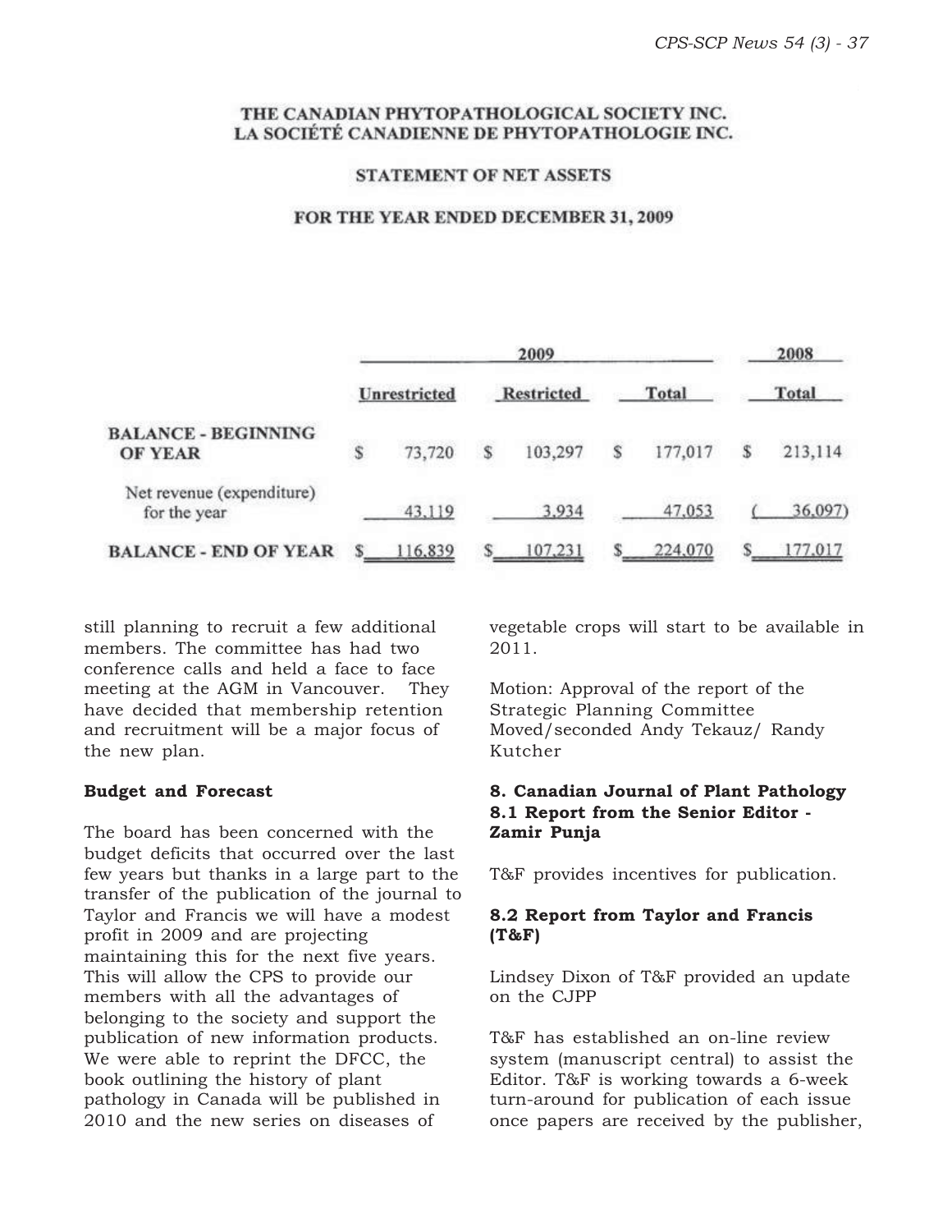THE CANADIAN PHYTOPATHOLOGICAL SOCIETY INC.
LA SOCIÉTÉ CANADIENNE DE PHYTOPATHOLOGIE INC.

STATEMENT OF NET ASSETS

FOR THE YEAR ENDED DECEMBER 31, 2009

| | 2009 | | | 2008 |
|---|---|---|---|---|
| | Unrestricted | Restricted | Total | Total |
| **BALANCE - BEGINNING OF YEAR** | $ 73,720 | $ 103,297 | $ 177,017 | $ 213,114 |
| Net revenue (expenditure) for the year | 43,119 | 3,934 | 47,053 | ( 36,097) |
| **BALANCE - END OF YEAR** | $ 116,839 | $ 107,231 | $ 224,070 | $ 177,017 |

still planning to recruit a few additional members. The committee has had two conference calls and held a face to face meeting at the AGM in Vancouver. They have decided that membership retention and recruitment will be a major focus of the new plan.

**Budget and Forecast**

The board has been concerned with the budget deficits that occurred over the last few years but thanks in a large part to the transfer of the publication of the journal to Taylor and Francis we will have a modest profit in 2009 and are projecting maintaining this for the next five years. This will allow the CPS to provide our members with all the advantages of belonging to the society and support the publication of new information products. We were able to reprint the DFCC, the book outlining the history of plant pathology in Canada will be published in 2010 and the new series on diseases of vegetable crops will start to be available in 2011.

Motion: Approval of the report of the Strategic Planning Committee
Moved/seconded Andy Tekauz/ Randy Kutcher

**8. Canadian Journal of Plant Pathology**
**8.1 Report from the Senior Editor - Zamir Punja**

T&F provides incentives for publication.

**8.2 Report from Taylor and Francis (T&F)**

Lindsey Dixon of T&F provided an update on the CJPP

T&F has established an on-line review system (manuscript central) to assist the Editor. T&F is working towards a 6-week turn-around for publication of each issue once papers are received by the publisher,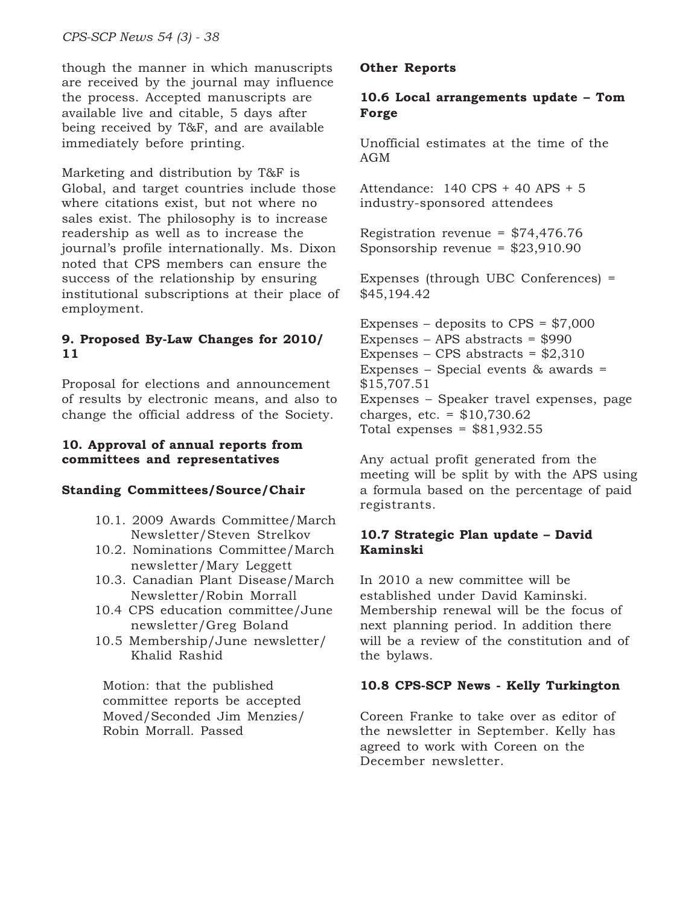though the manner in which manuscripts are received by the journal may influence the process. Accepted manuscripts are available live and citable, 5 days after being received by T&F, and are available immediately before printing.

Marketing and distribution by T&F is Global, and target countries include those where citations exist, but not where no sales exist. The philosophy is to increase readership as well as to increase the journal's profile internationally. Ms. Dixon noted that CPS members can ensure the success of the relationship by ensuring institutional subscriptions at their place of employment.

### 9. Proposed By-Law Changes for 2010/11

Proposal for elections and announcement of results by electronic means, and also to change the official address of the Society.

### 10. Approval of annual reports from committees and representatives

#### Standing Committees/Source/Chair

- 10.1. 2009 Awards Committee/March Newsletter/Steven Strelkov
- 10.2. Nominations Committee/March newsletter/Mary Leggett
- 10.3. Canadian Plant Disease/March Newsletter/Robin Morrall
- 10.4 CPS education committee/June newsletter/Greg Boland
- 10.5 Membership/June newsletter/Khalid Rashid

Motion: that the published committee reports be accepted
Moved/Seconded Jim Menzies/Robin Morrall. Passed

#### Other Reports

#### 10.6 Local arrangements update – Tom Forge

Unofficial estimates at the time of the AGM

Attendance: 140 CPS + 40 APS + 5 industry-sponsored attendees

Registration revenue = $74,476.76
Sponsorship revenue = $23,910.90

Expenses (through UBC Conferences) = $45,194.42

Expenses – deposits to CPS = $7,000
Expenses – APS abstracts = $990
Expenses – CPS abstracts = $2,310
Expenses – Special events & awards = $15,707.51
Expenses – Speaker travel expenses, page charges, etc. = $10,730.62
Total expenses = $81,932.55

Any actual profit generated from the meeting will be split by with the APS using a formula based on the percentage of paid registrants.

#### 10.7 Strategic Plan update – David Kaminski

In 2010 a new committee will be established under David Kaminski. Membership renewal will be the focus of next planning period. In addition there will be a review of the constitution and of the bylaws.

#### 10.8 CPS-SCP News - Kelly Turkington

Coreen Franke to take over as editor of the newsletter in September. Kelly has agreed to work with Coreen on the December newsletter.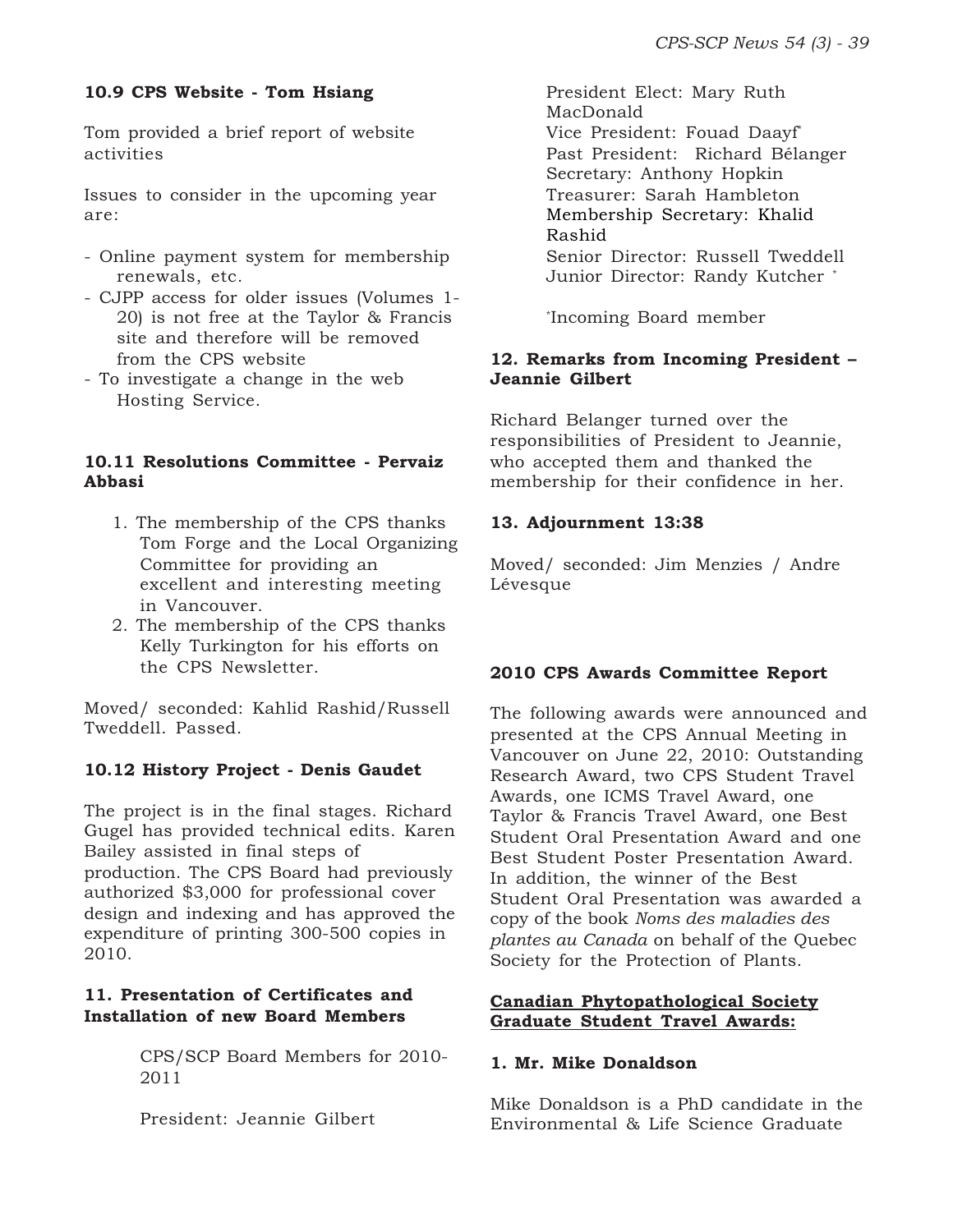### 10.9 CPS Website - Tom Hsiang

Tom provided a brief report of website activities

Issues to consider in the upcoming year are:

- Online payment system for membership renewals, etc.
- CJPP access for older issues (Volumes 1-20) is not free at the Taylor & Francis site and therefore will be removed from the CPS website
- To investigate a change in the web Hosting Service.

### 10.11 Resolutions Committee - Pervaiz Abbasi

1. The membership of the CPS thanks Tom Forge and the Local Organizing Committee for providing an excellent and interesting meeting in Vancouver.
2. The membership of the CPS thanks Kelly Turkington for his efforts on the CPS Newsletter.

Moved/ seconded: Kahlid Rashid/Russell Tweddell. Passed.

### 10.12 History Project - Denis Gaudet

The project is in the final stages. Richard Gugel has provided technical edits. Karen Bailey assisted in final steps of production. The CPS Board had previously authorized $3,000 for professional cover design and indexing and has approved the expenditure of printing 300-500 copies in 2010.

### 11. Presentation of Certificates and Installation of new Board Members

CPS/SCP Board Members for 2010-2011

President: Jeannie Gilbert
President Elect: Mary Ruth MacDonald
Vice President: Fouad Daayf*
Past President: Richard Bélanger
Secretary: Anthony Hopkin
Treasurer: Sarah Hambleton
Membership Secretary: Khalid Rashid
Senior Director: Russell Tweddell
Junior Director: Randy Kutcher *

*Incoming Board member

### 12. Remarks from Incoming President – Jeannie Gilbert

Richard Belanger turned over the responsibilities of President to Jeannie, who accepted them and thanked the membership for their confidence in her.

### 13. Adjournment 13:38

Moved/ seconded: Jim Menzies / Andre Lévesque

### 2010 CPS Awards Committee Report

The following awards were announced and presented at the CPS Annual Meeting in Vancouver on June 22, 2010: Outstanding Research Award, two CPS Student Travel Awards, one ICMS Travel Award, one Taylor & Francis Travel Award, one Best Student Oral Presentation Award and one Best Student Poster Presentation Award. In addition, the winner of the Best Student Oral Presentation was awarded a copy of the book *Noms des maladies des plantes au Canada* on behalf of the Quebec Society for the Protection of Plants.

#### Canadian Phytopathological Society Graduate Student Travel Awards:

#### 1. Mr. Mike Donaldson

Mike Donaldson is a PhD candidate in the Environmental & Life Science Graduate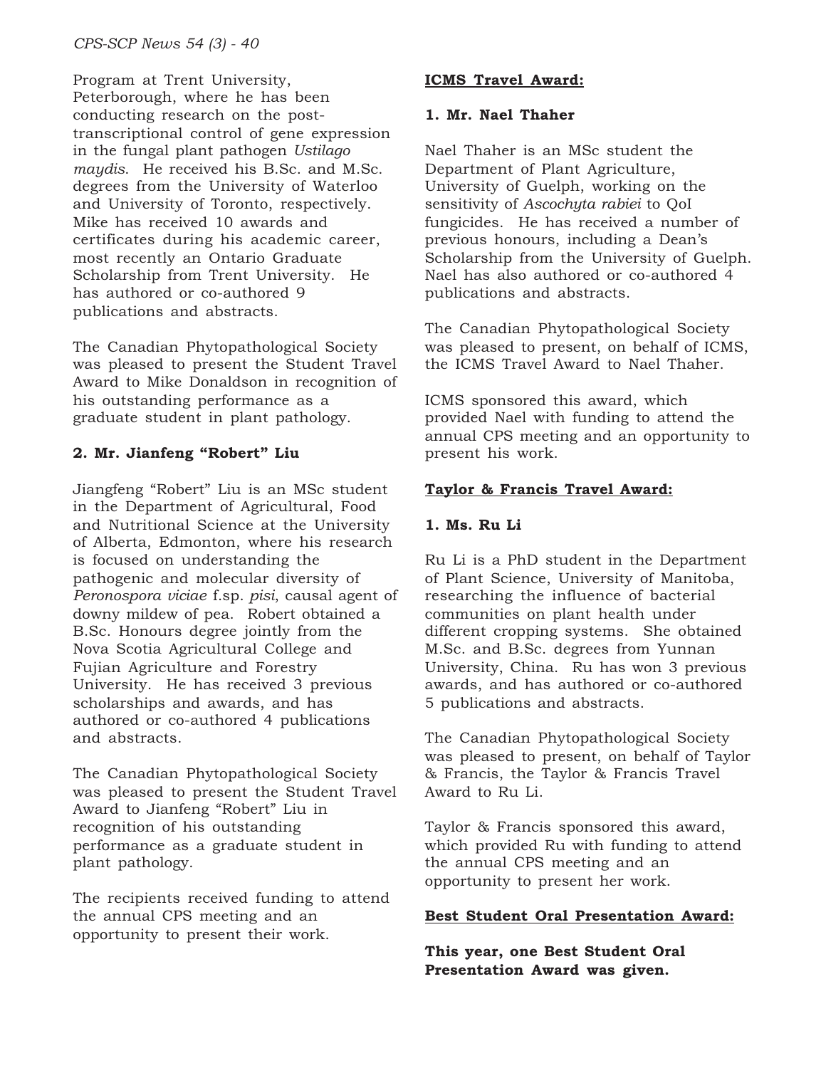Program at Trent University, Peterborough, where he has been conducting research on the post-transcriptional control of gene expression in the fungal plant pathogen *Ustilago maydis*. He received his B.Sc. and M.Sc. degrees from the University of Waterloo and University of Toronto, respectively. Mike has received 10 awards and certificates during his academic career, most recently an Ontario Graduate Scholarship from Trent University. He has authored or co-authored 9 publications and abstracts.

The Canadian Phytopathological Society was pleased to present the Student Travel Award to Mike Donaldson in recognition of his outstanding performance as a graduate student in plant pathology.

**2. Mr. Jianfeng "Robert" Liu**

Jiangfeng "Robert" Liu is an MSc student in the Department of Agricultural, Food and Nutritional Science at the University of Alberta, Edmonton, where his research is focused on understanding the pathogenic and molecular diversity of *Peronospora viciae* f.sp. *pisi*, causal agent of downy mildew of pea. Robert obtained a B.Sc. Honours degree jointly from the Nova Scotia Agricultural College and Fujian Agriculture and Forestry University. He has received 3 previous scholarships and awards, and has authored or co-authored 4 publications and abstracts.

The Canadian Phytopathological Society was pleased to present the Student Travel Award to Jianfeng "Robert" Liu in recognition of his outstanding performance as a graduate student in plant pathology.

The recipients received funding to attend the annual CPS meeting and an opportunity to present their work.

**<u>ICMS Travel Award:</u>**

**1. Mr. Nael Thaher**

Nael Thaher is an MSc student the Department of Plant Agriculture, University of Guelph, working on the sensitivity of *Ascochyta rabiei* to QoI fungicides. He has received a number of previous honours, including a Dean's Scholarship from the University of Guelph. Nael has also authored or co-authored 4 publications and abstracts.

The Canadian Phytopathological Society was pleased to present, on behalf of ICMS, the ICMS Travel Award to Nael Thaher.

ICMS sponsored this award, which provided Nael with funding to attend the annual CPS meeting and an opportunity to present his work.

**<u>Taylor & Francis Travel Award:</u>**

**1. Ms. Ru Li**

Ru Li is a PhD student in the Department of Plant Science, University of Manitoba, researching the influence of bacterial communities on plant health under different cropping systems. She obtained M.Sc. and B.Sc. degrees from Yunnan University, China. Ru has won 3 previous awards, and has authored or co-authored 5 publications and abstracts.

The Canadian Phytopathological Society was pleased to present, on behalf of Taylor & Francis, the Taylor & Francis Travel Award to Ru Li.

Taylor & Francis sponsored this award, which provided Ru with funding to attend the annual CPS meeting and an opportunity to present her work.

**<u>Best Student Oral Presentation Award:</u>**

**This year, one Best Student Oral Presentation Award was given.**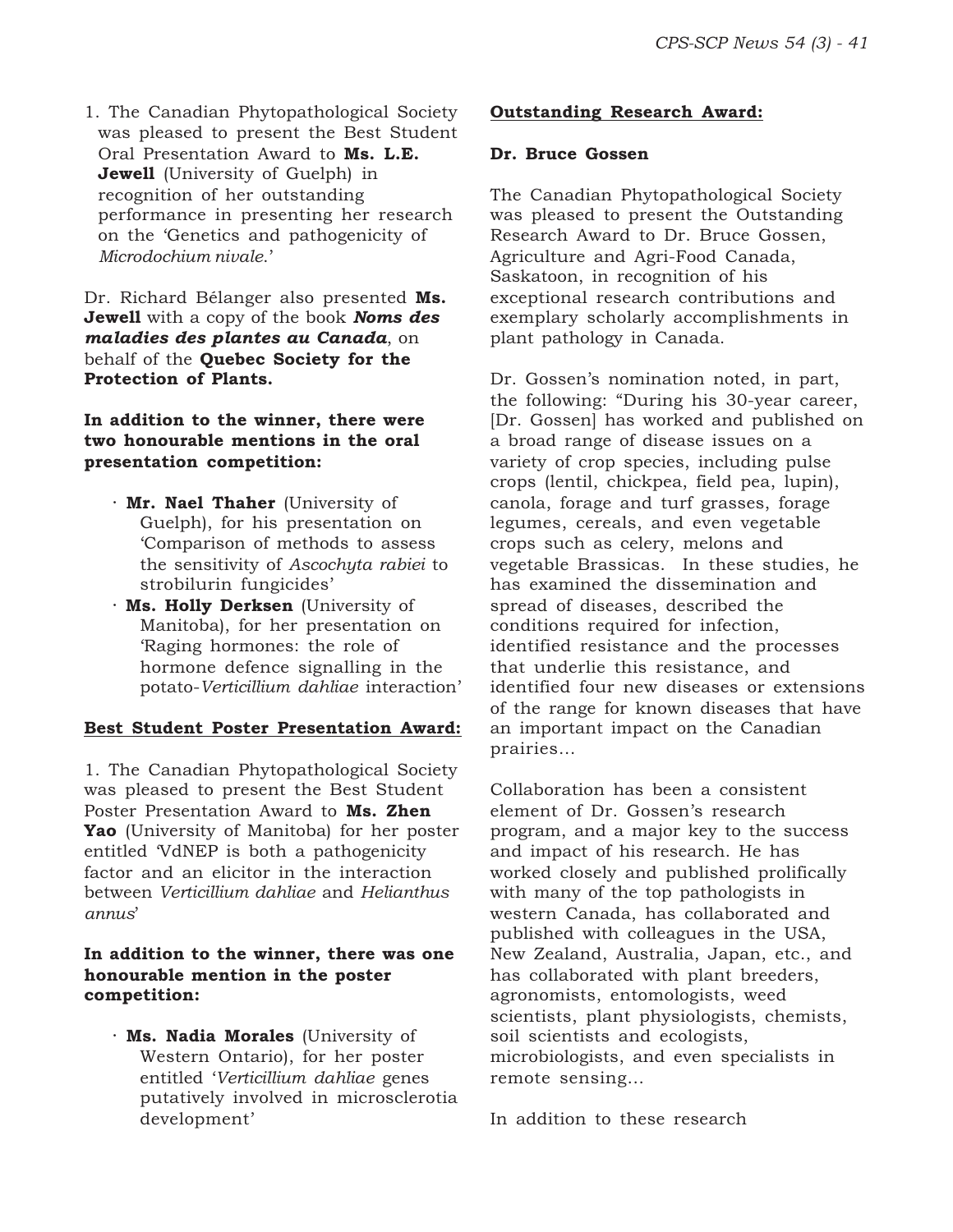1. The Canadian Phytopathological Society was pleased to present the Best Student Oral Presentation Award to **Ms. L.E. Jewell** (University of Guelph) in recognition of her outstanding performance in presenting her research on the 'Genetics and pathogenicity of *Microdochium nivale*.'

Dr. Richard Bélanger also presented **Ms. Jewell** with a copy of the book ***Noms des maladies des plantes au Canada***, on behalf of the **Quebec Society for the Protection of Plants.**

**In addition to the winner, there were two honourable mentions in the oral presentation competition:**

- **Mr. Nael Thaher** (University of Guelph), for his presentation on 'Comparison of methods to assess the sensitivity of *Ascochyta rabiei* to strobilurin fungicides'
- **Ms. Holly Derksen** (University of Manitoba), for her presentation on 'Raging hormones: the role of hormone defence signalling in the potato-*Verticillium dahliae* interaction'

**Best Student Poster Presentation Award:**

1. The Canadian Phytopathological Society was pleased to present the Best Student Poster Presentation Award to **Ms. Zhen Yao** (University of Manitoba) for her poster entitled 'VdNEP is both a pathogenicity factor and an elicitor in the interaction between *Verticillium dahliae* and *Helianthus annus*'

**In addition to the winner, there was one honourable mention in the poster competition:**

- **Ms. Nadia Morales** (University of Western Ontario), for her poster entitled '*Verticillium dahliae* genes putatively involved in microsclerotia development'

**Outstanding Research Award:**

**Dr. Bruce Gossen**

The Canadian Phytopathological Society was pleased to present the Outstanding Research Award to Dr. Bruce Gossen, Agriculture and Agri-Food Canada, Saskatoon, in recognition of his exceptional research contributions and exemplary scholarly accomplishments in plant pathology in Canada.

Dr. Gossen's nomination noted, in part, the following: "During his 30-year career, [Dr. Gossen] has worked and published on a broad range of disease issues on a variety of crop species, including pulse crops (lentil, chickpea, field pea, lupin), canola, forage and turf grasses, forage legumes, cereals, and even vegetable crops such as celery, melons and vegetable Brassicas. In these studies, he has examined the dissemination and spread of diseases, described the conditions required for infection, identified resistance and the processes that underlie this resistance, and identified four new diseases or extensions of the range for known diseases that have an important impact on the Canadian prairies...

Collaboration has been a consistent element of Dr. Gossen's research program, and a major key to the success and impact of his research. He has worked closely and published prolifically with many of the top pathologists in western Canada, has collaborated and published with colleagues in the USA, New Zealand, Australia, Japan, etc., and has collaborated with plant breeders, agronomists, entomologists, weed scientists, plant physiologists, chemists, soil scientists and ecologists, microbiologists, and even specialists in remote sensing...

In addition to these research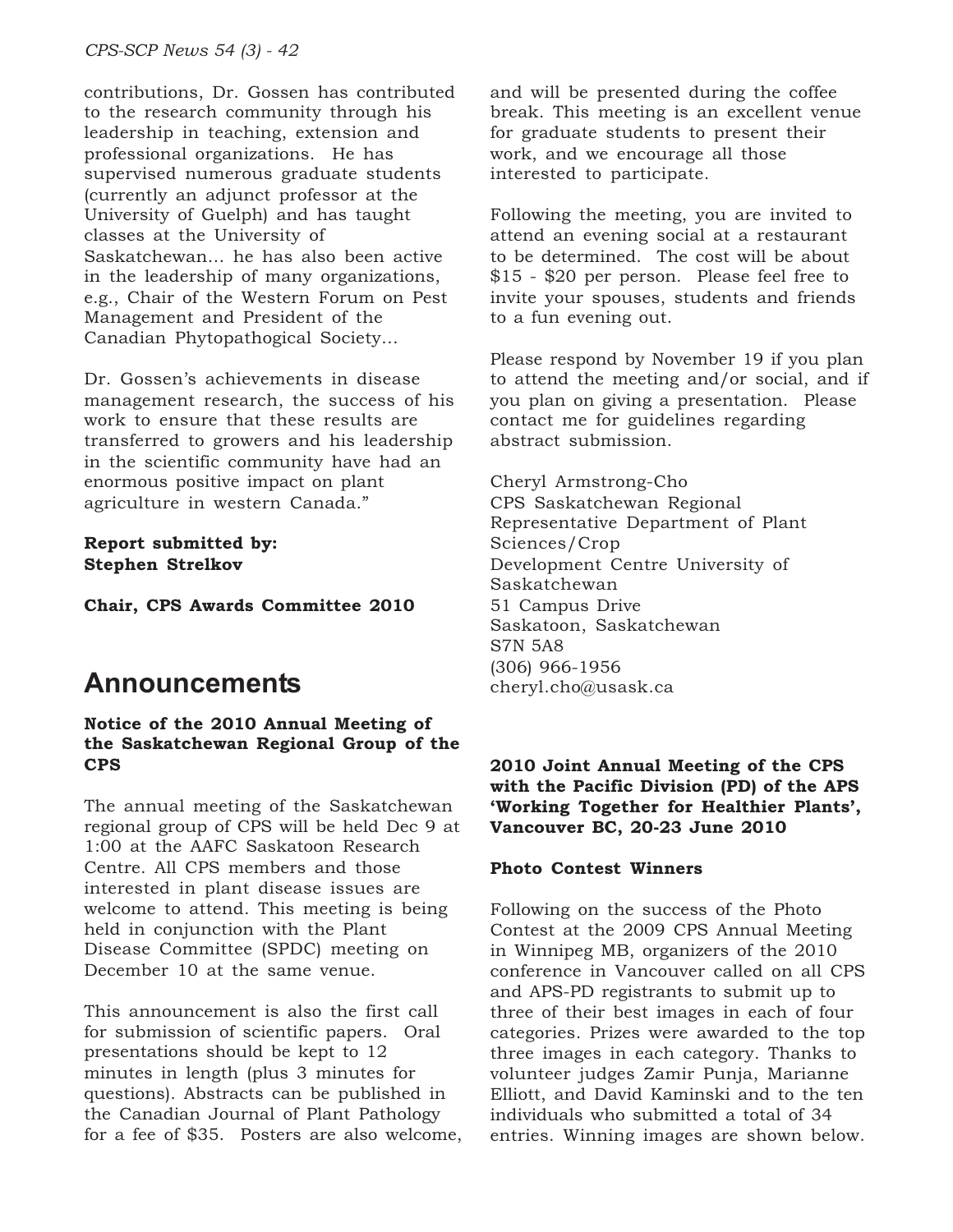contributions, Dr. Gossen has contributed to the research community through his leadership in teaching, extension and professional organizations. He has supervised numerous graduate students (currently an adjunct professor at the University of Guelph) and has taught classes at the University of Saskatchewan… he has also been active in the leadership of many organizations, e.g., Chair of the Western Forum on Pest Management and President of the Canadian Phytopathogical Society…

Dr. Gossen's achievements in disease management research, the success of his work to ensure that these results are transferred to growers and his leadership in the scientific community have had an enormous positive impact on plant agriculture in western Canada."

**Report submitted by:**
**Stephen Strelkov**

**Chair, CPS Awards Committee 2010**

# Announcements

### Notice of the 2010 Annual Meeting of the Saskatchewan Regional Group of the CPS

The annual meeting of the Saskatchewan regional group of CPS will be held Dec 9 at 1:00 at the AAFC Saskatoon Research Centre. All CPS members and those interested in plant disease issues are welcome to attend. This meeting is being held in conjunction with the Plant Disease Committee (SPDC) meeting on December 10 at the same venue.

This announcement is also the first call for submission of scientific papers. Oral presentations should be kept to 12 minutes in length (plus 3 minutes for questions). Abstracts can be published in the Canadian Journal of Plant Pathology for a fee of $35. Posters are also welcome, and will be presented during the coffee break. This meeting is an excellent venue for graduate students to present their work, and we encourage all those interested to participate.

Following the meeting, you are invited to attend an evening social at a restaurant to be determined. The cost will be about $15 - $20 per person. Please feel free to invite your spouses, students and friends to a fun evening out.

Please respond by November 19 if you plan to attend the meeting and/or social, and if you plan on giving a presentation. Please contact me for guidelines regarding abstract submission.

Cheryl Armstrong-Cho
CPS Saskatchewan Regional Representative Department of Plant Sciences/Crop Development Centre University of Saskatchewan
51 Campus Drive
Saskatoon, Saskatchewan
S7N 5A8
(306) 966-1956
cheryl.cho@usask.ca

### 2010 Joint Annual Meeting of the CPS with the Pacific Division (PD) of the APS 'Working Together for Healthier Plants', Vancouver BC, 20-23 June 2010

**Photo Contest Winners**

Following on the success of the Photo Contest at the 2009 CPS Annual Meeting in Winnipeg MB, organizers of the 2010 conference in Vancouver called on all CPS and APS-PD registrants to submit up to three of their best images in each of four categories. Prizes were awarded to the top three images in each category. Thanks to volunteer judges Zamir Punja, Marianne Elliott, and David Kaminski and to the ten individuals who submitted a total of 34 entries. Winning images are shown below.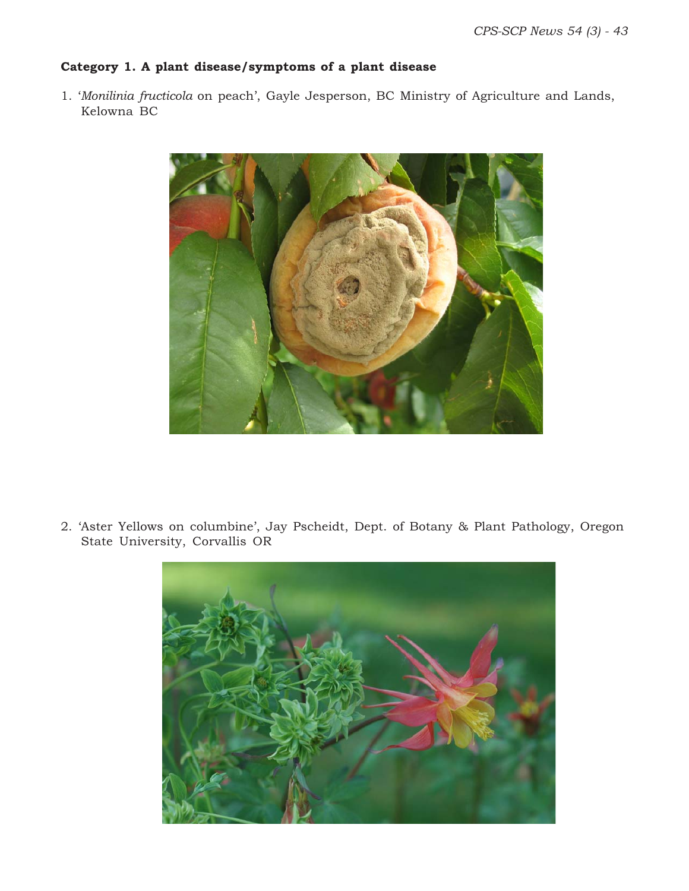**Category 1. A plant disease/symptoms of a plant disease**

1. '*Monilinia fructicola* on peach', Gayle Jesperson, BC Ministry of Agriculture and Lands, Kelowna BC

2. 'Aster Yellows on columbine', Jay Pscheidt, Dept. of Botany & Plant Pathology, Oregon State University, Corvallis OR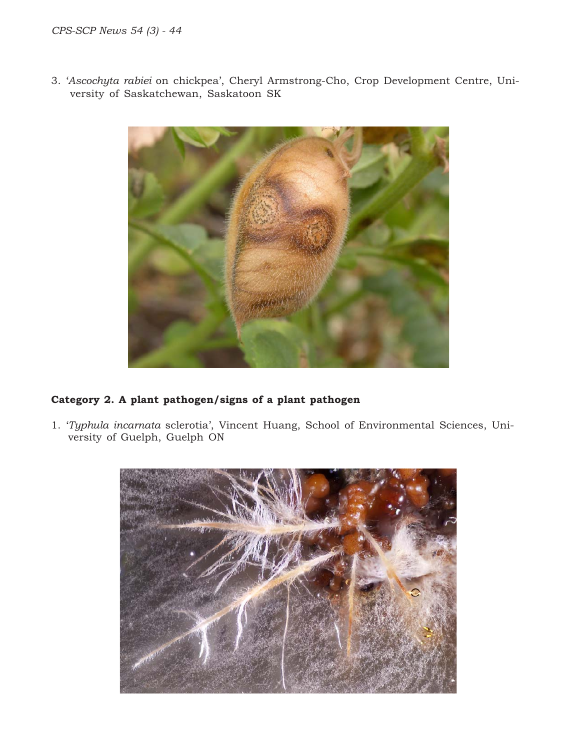3. '*Ascochyta rabiei* on chickpea', Cheryl Armstrong-Cho, Crop Development Centre, University of Saskatchewan, Saskatoon SK

**Category 2. A plant pathogen/signs of a plant pathogen**

1. '*Typhula incarnata* sclerotia', Vincent Huang, School of Environmental Sciences, University of Guelph, Guelph ON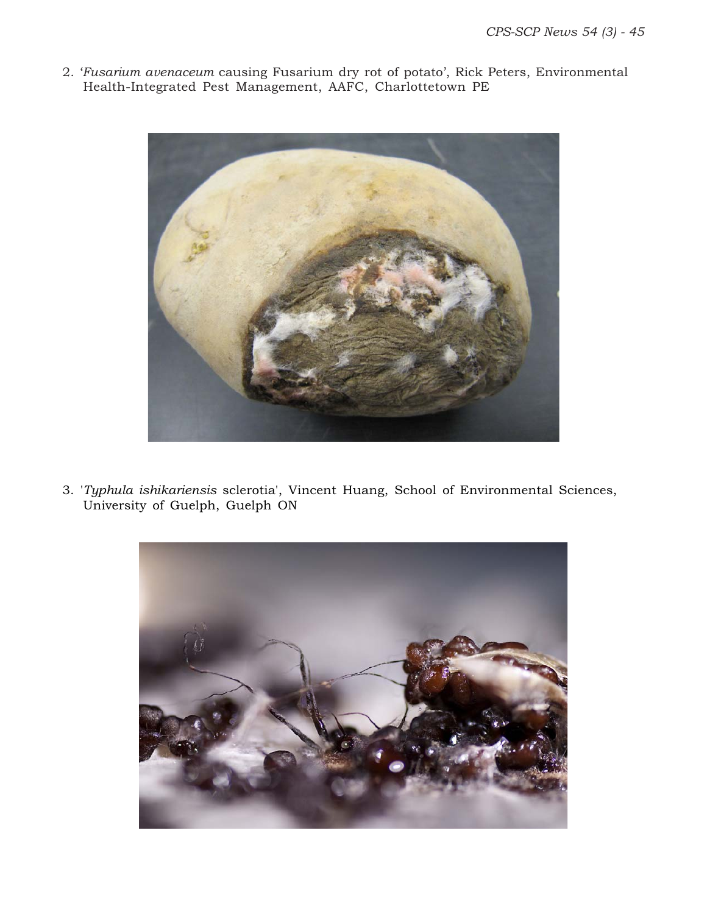2. '*Fusarium avenaceum* causing Fusarium dry rot of potato', Rick Peters, Environmental Health-Integrated Pest Management, AAFC, Charlottetown PE

3. '*Typhula ishikariensis* sclerotia', Vincent Huang, School of Environmental Sciences, University of Guelph, Guelph ON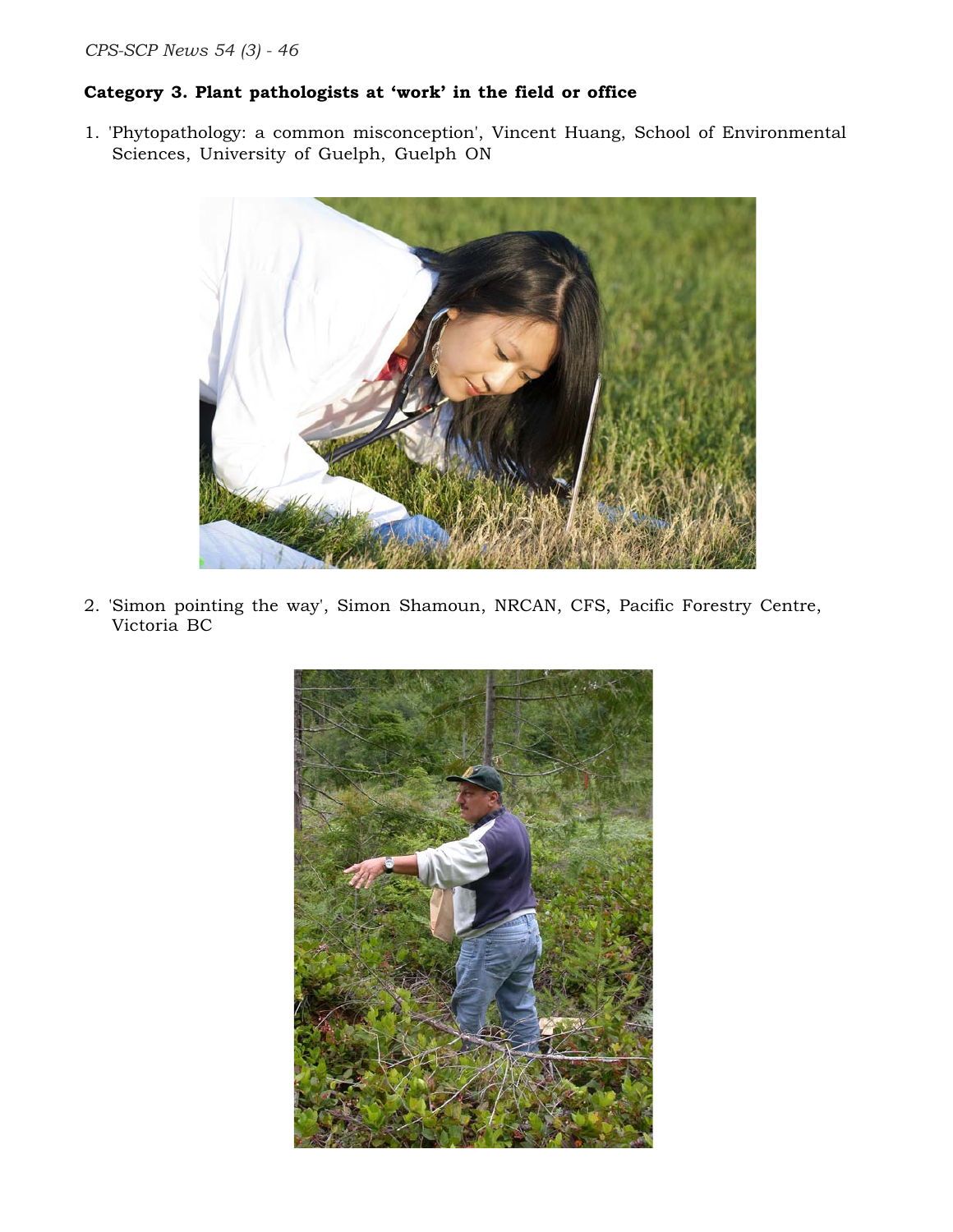**Category 3. Plant pathologists at 'work' in the field or office**

1. 'Phytopathology: a common misconception', Vincent Huang, School of Environmental Sciences, University of Guelph, Guelph ON

2. 'Simon pointing the way', Simon Shamoun, NRCAN, CFS, Pacific Forestry Centre, Victoria BC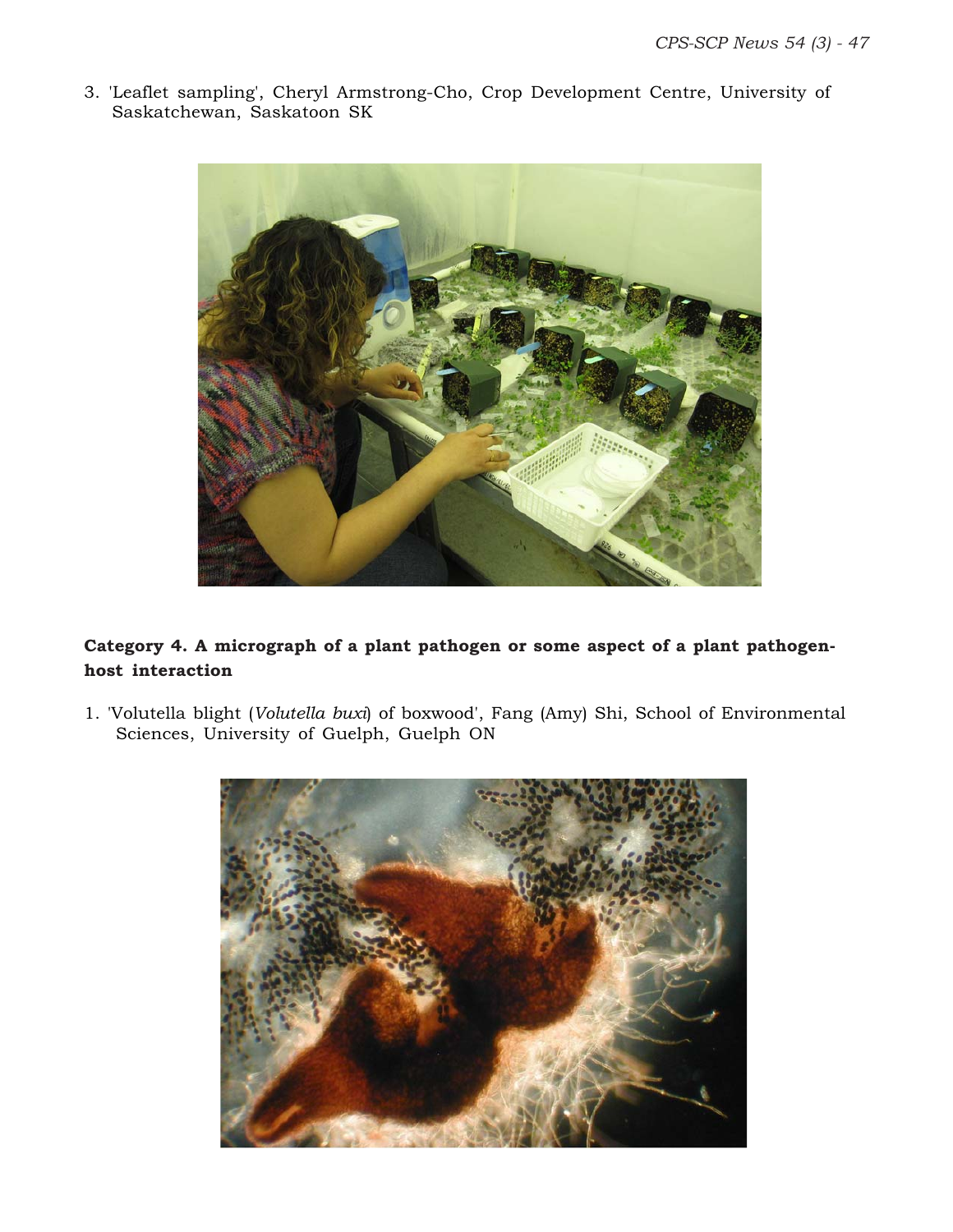3. 'Leaflet sampling', Cheryl Armstrong-Cho, Crop Development Centre, University of Saskatchewan, Saskatoon SK

**Category 4. A micrograph of a plant pathogen or some aspect of a plant pathogen-host interaction**

1. 'Volutella blight (*Volutella buxi*) of boxwood', Fang (Amy) Shi, School of Environmental Sciences, University of Guelph, Guelph ON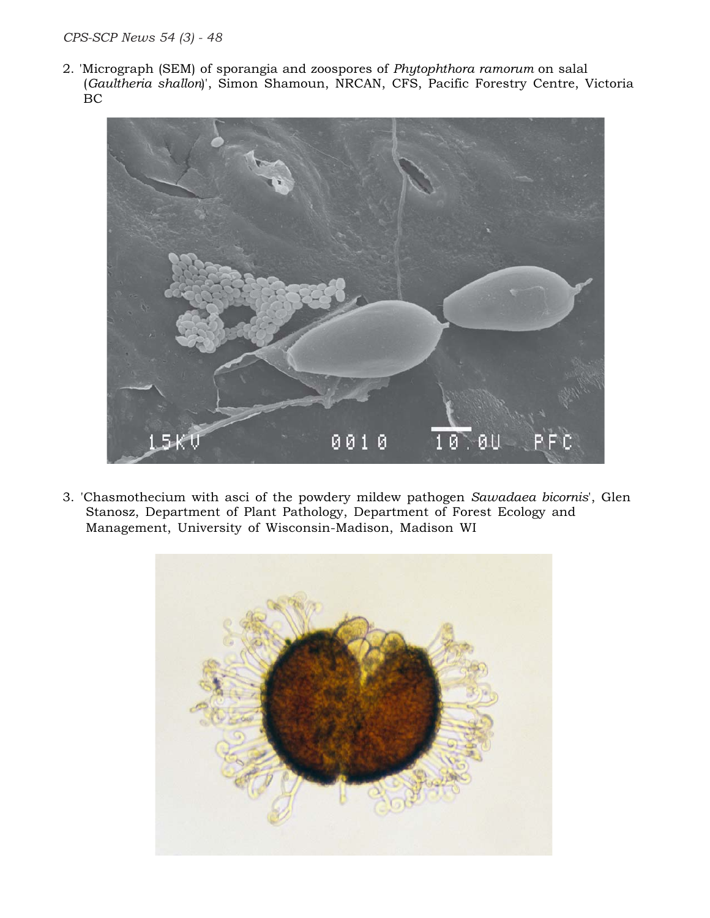2. 'Micrograph (SEM) of sporangia and zoospores of *Phytophthora ramorum* on salal (*Gaultheria shallon*)', Simon Shamoun, NRCAN, CFS, Pacific Forestry Centre, Victoria BC

3. 'Chasmothecium with asci of the powdery mildew pathogen *Sawadaea bicornis*', Glen Stanosz, Department of Plant Pathology, Department of Forest Ecology and Management, University of Wisconsin-Madison, Madison WI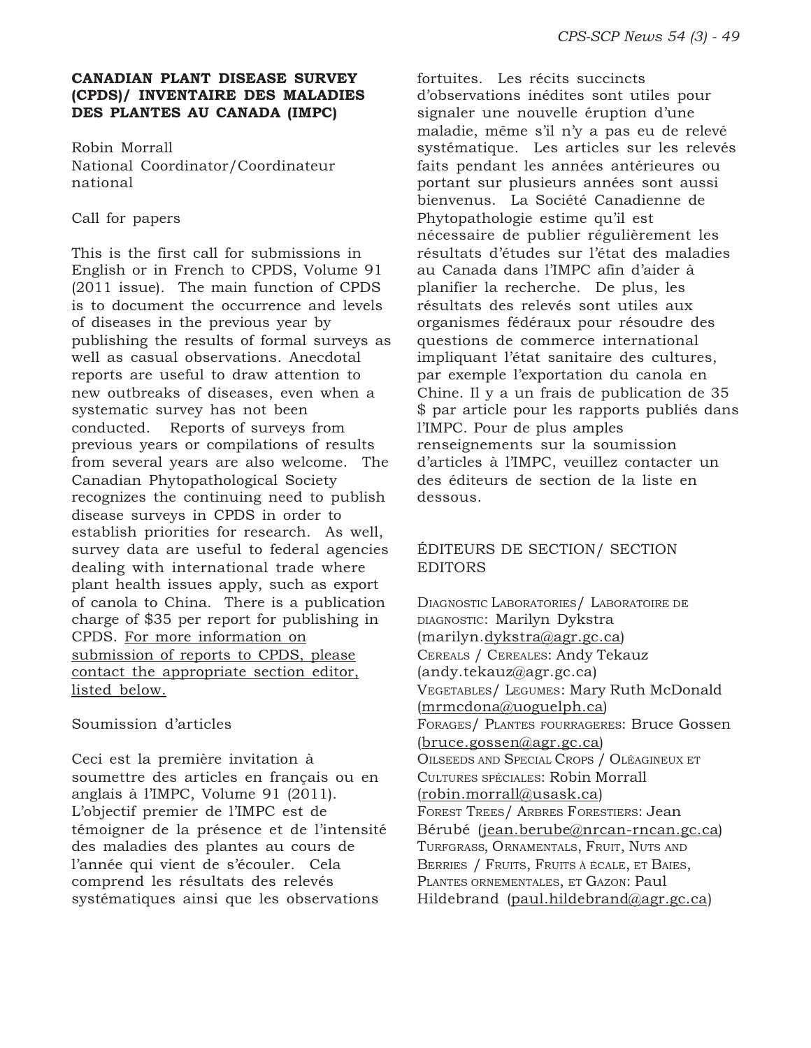**CANADIAN PLANT DISEASE SURVEY (CPDS)/ INVENTAIRE DES MALADIES DES PLANTES AU CANADA (IMPC)**

Robin Morrall
National Coordinator/Coordinateur national

Call for papers

This is the first call for submissions in English or in French to CPDS, Volume 91 (2011 issue). The main function of CPDS is to document the occurrence and levels of diseases in the previous year by publishing the results of formal surveys as well as casual observations. Anecdotal reports are useful to draw attention to new outbreaks of diseases, even when a systematic survey has not been conducted. Reports of surveys from previous years or compilations of results from several years are also welcome. The Canadian Phytopathological Society recognizes the continuing need to publish disease surveys in CPDS in order to establish priorities for research. As well, survey data are useful to federal agencies dealing with international trade where plant health issues apply, such as export of canola to China. There is a publication charge of $35 per report for publishing in CPDS. For more information on submission of reports to CPDS, please contact the appropriate section editor, listed below.

Soumission d'articles

Ceci est la première invitation à soumettre des articles en français ou en anglais à l'IMPC, Volume 91 (2011). L'objectif premier de l'IMPC est de témoigner de la présence et de l'intensité des maladies des plantes au cours de l'année qui vient de s'écouler. Cela comprend les résultats des relevés systématiques ainsi que les observations fortuites. Les récits succincts d'observations inédites sont utiles pour signaler une nouvelle éruption d'une maladie, même s'il n'y a pas eu de relevé systématique. Les articles sur les relevés faits pendant les années antérieures ou portant sur plusieurs années sont aussi bienvenus. La Société Canadienne de Phytopathologie estime qu'il est nécessaire de publier régulièrement les résultats d'études sur l'état des maladies au Canada dans l'IMPC afin d'aider à planifier la recherche. De plus, les résultats des relevés sont utiles aux organismes fédéraux pour résoudre des questions de commerce international impliquant l'état sanitaire des cultures, par exemple l'exportation du canola en Chine. Il y a un frais de publication de 35 $ par article pour les rapports publiés dans l'IMPC. Pour de plus amples renseignements sur la soumission d'articles à l'IMPC, veuillez contacter un des éditeurs de section de la liste en dessous.

ÉDITEURS DE SECTION/ SECTION EDITORS

DIAGNOSTIC LABORATORIES/ LABORATOIRE DE DIAGNOSTIC: Marilyn Dykstra (marilyn.dykstra@agr.gc.ca)
CEREALS / CEREALES: Andy Tekauz (andy.tekauz@agr.gc.ca)
VEGETABLES/ LEGUMES: Mary Ruth McDonald (mrmcdona@uoguelph.ca)
FORAGES/ PLANTES FOURRAGERES: Bruce Gossen (bruce.gossen@agr.gc.ca)
OILSEEDS AND SPECIAL CROPS / OLÉAGINEUX ET CULTURES SPÉCIALES: Robin Morrall (robin.morrall@usask.ca)
FOREST TREES/ ARBRES FORESTIERS: Jean Bérubé (jean.berube@nrcan-rncan.gc.ca)
TURFGRASS, ORNAMENTALS, FRUIT, NUTS AND BERRIES / FRUITS, FRUITS À ÉCALE, ET BAIES, PLANTES ORNEMENTALES, ET GAZON: Paul Hildebrand (paul.hildebrand@agr.gc.ca)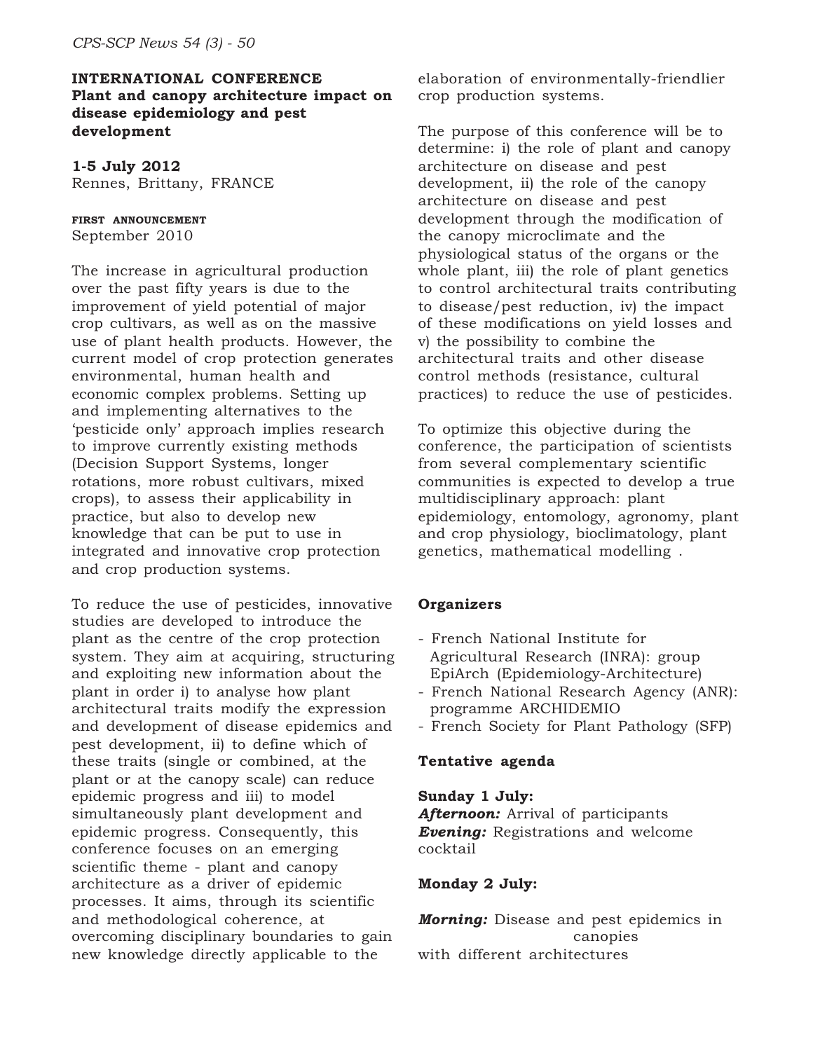**INTERNATIONAL CONFERENCE**
**Plant and canopy architecture impact on disease epidemiology and pest development**

**1-5 July 2012**
Rennes, Brittany, FRANCE

**FIRST ANNOUNCEMENT**
September 2010

The increase in agricultural production over the past fifty years is due to the improvement of yield potential of major crop cultivars, as well as on the massive use of plant health products. However, the current model of crop protection generates environmental, human health and economic complex problems. Setting up and implementing alternatives to the 'pesticide only' approach implies research to improve currently existing methods (Decision Support Systems, longer rotations, more robust cultivars, mixed crops), to assess their applicability in practice, but also to develop new knowledge that can be put to use in integrated and innovative crop protection and crop production systems.

To reduce the use of pesticides, innovative studies are developed to introduce the plant as the centre of the crop protection system. They aim at acquiring, structuring and exploiting new information about the plant in order i) to analyse how plant architectural traits modify the expression and development of disease epidemics and pest development, ii) to define which of these traits (single or combined, at the plant or at the canopy scale) can reduce epidemic progress and iii) to model simultaneously plant development and epidemic progress. Consequently, this conference focuses on an emerging scientific theme - plant and canopy architecture as a driver of epidemic processes. It aims, through its scientific and methodological coherence, at overcoming disciplinary boundaries to gain new knowledge directly applicable to the elaboration of environmentally-friendlier crop production systems.

The purpose of this conference will be to determine: i) the role of plant and canopy architecture on disease and pest development, ii) the role of the canopy architecture on disease and pest development through the modification of the canopy microclimate and the physiological status of the organs or the whole plant, iii) the role of plant genetics to control architectural traits contributing to disease/pest reduction, iv) the impact of these modifications on yield losses and v) the possibility to combine the architectural traits and other disease control methods (resistance, cultural practices) to reduce the use of pesticides.

To optimize this objective during the conference, the participation of scientists from several complementary scientific communities is expected to develop a true multidisciplinary approach: plant epidemiology, entomology, agronomy, plant and crop physiology, bioclimatology, plant genetics, mathematical modelling .

**Organizers**

- French National Institute for Agricultural Research (INRA): group EpiArch (Epidemiology-Architecture)
- French National Research Agency (ANR): programme ARCHIDEMIO
- French Society for Plant Pathology (SFP)

**Tentative agenda**

**Sunday 1 July:**
***Afternoon:*** Arrival of participants
***Evening:*** Registrations and welcome cocktail

**Monday 2 July:**

***Morning:*** Disease and pest epidemics in canopies with different architectures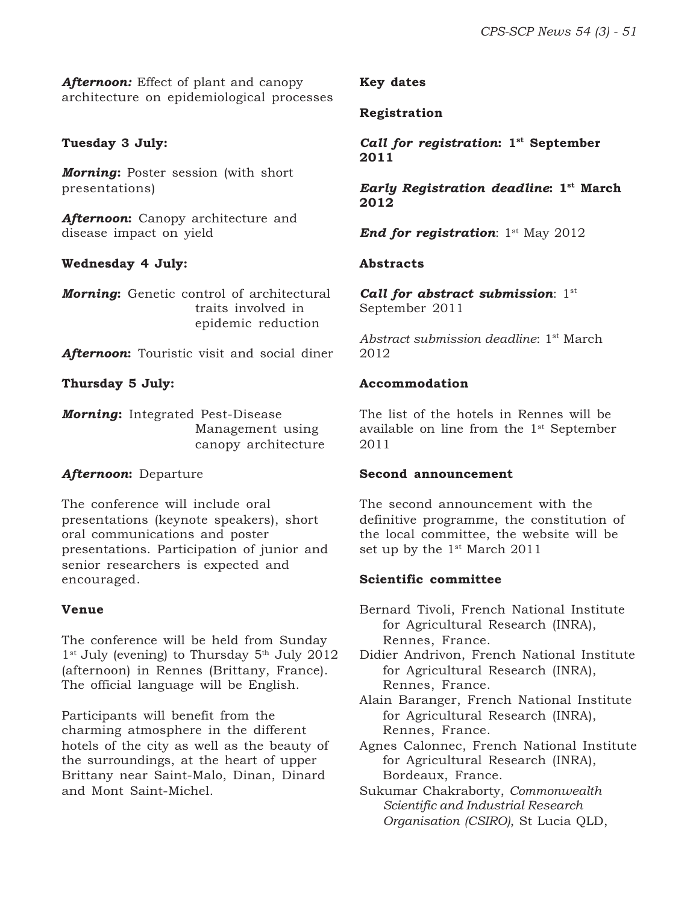***Afternoon:*** Effect of plant and canopy architecture on epidemiological processes

**Tuesday 3 July:**

***Morning*:** Poster session (with short presentations)

***Afternoon*:** Canopy architecture and disease impact on yield

**Wednesday 4 July:**

***Morning*:** Genetic control of architectural traits involved in epidemic reduction

***Afternoon*:** Touristic visit and social diner

**Thursday 5 July:**

***Morning*:** Integrated Pest-Disease Management using canopy architecture

***Afternoon*:** Departure

The conference will include oral presentations (keynote speakers), short oral communications and poster presentations. Participation of junior and senior researchers is expected and encouraged.

**Venue**

The conference will be held from Sunday 1st July (evening) to Thursday 5th July 2012 (afternoon) in Rennes (Brittany, France). The official language will be English.

Participants will benefit from the charming atmosphere in the different hotels of the city as well as the beauty of the surroundings, at the heart of upper Brittany near Saint-Malo, Dinan, Dinard and Mont Saint-Michel.

**Key dates**

**Registration**

***Call for registration*: 1st September 2011**

***Early Registration deadline*: 1st March 2012**

***End for registration*:** 1st May 2012

**Abstracts**

***Call for abstract submission*:** 1st September 2011

*Abstract submission deadline*: 1st March 2012

**Accommodation**

The list of the hotels in Rennes will be available on line from the 1st September 2011

**Second announcement**

The second announcement with the definitive programme, the constitution of the local committee, the website will be set up by the 1st March 2011

**Scientific committee**

Bernard Tivoli, French National Institute for Agricultural Research (INRA), Rennes, France.
Didier Andrivon, French National Institute for Agricultural Research (INRA), Rennes, France.
Alain Baranger, French National Institute for Agricultural Research (INRA), Rennes, France.
Agnes Calonnec, French National Institute for Agricultural Research (INRA), Bordeaux, France.
Sukumar Chakraborty, *Commonwealth Scientific and Industrial Research Organisation (CSIRO)*, St Lucia QLD,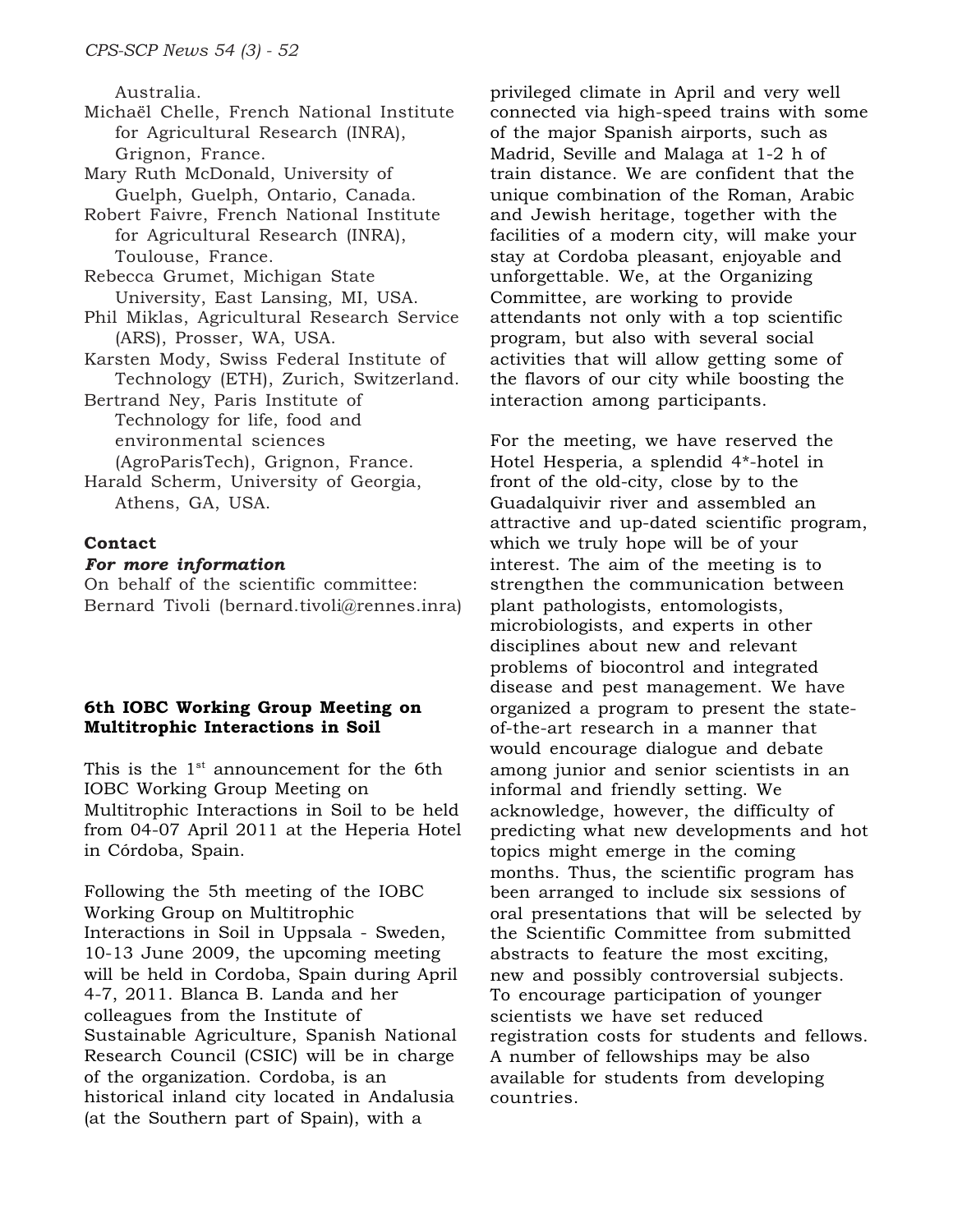Australia.

Michaël Chelle, French National Institute for Agricultural Research (INRA), Grignon, France.

Mary Ruth McDonald, University of Guelph, Guelph, Ontario, Canada.

Robert Faivre, French National Institute for Agricultural Research (INRA), Toulouse, France.

Rebecca Grumet, Michigan State University, East Lansing, MI, USA.

Phil Miklas, Agricultural Research Service (ARS), Prosser, WA, USA.

Karsten Mody, Swiss Federal Institute of Technology (ETH), Zurich, Switzerland.

Bertrand Ney, Paris Institute of Technology for life, food and environmental sciences (AgroParisTech), Grignon, France.

Harald Scherm, University of Georgia, Athens, GA, USA.

**Contact**

***For more information***

On behalf of the scientific committee: Bernard Tivoli (bernard.tivoli@rennes.inra)

**6th IOBC Working Group Meeting on Multitrophic Interactions in Soil**

This is the 1st announcement for the 6th IOBC Working Group Meeting on Multitrophic Interactions in Soil to be held from 04-07 April 2011 at the Heperia Hotel in Córdoba, Spain.

Following the 5th meeting of the IOBC Working Group on Multitrophic Interactions in Soil in Uppsala - Sweden, 10-13 June 2009, the upcoming meeting will be held in Cordoba, Spain during April 4-7, 2011. Blanca B. Landa and her colleagues from the Institute of Sustainable Agriculture, Spanish National Research Council (CSIC) will be in charge of the organization. Cordoba, is an historical inland city located in Andalusia (at the Southern part of Spain), with a privileged climate in April and very well connected via high-speed trains with some of the major Spanish airports, such as Madrid, Seville and Malaga at 1-2 h of train distance. We are confident that the unique combination of the Roman, Arabic and Jewish heritage, together with the facilities of a modern city, will make your stay at Cordoba pleasant, enjoyable and unforgettable. We, at the Organizing Committee, are working to provide attendants not only with a top scientific program, but also with several social activities that will allow getting some of the flavors of our city while boosting the interaction among participants.

For the meeting, we have reserved the Hotel Hesperia, a splendid 4*-hotel in front of the old-city, close by to the Guadalquivir river and assembled an attractive and up-dated scientific program, which we truly hope will be of your interest. The aim of the meeting is to strengthen the communication between plant pathologists, entomologists, microbiologists, and experts in other disciplines about new and relevant problems of biocontrol and integrated disease and pest management. We have organized a program to present the state-of-the-art research in a manner that would encourage dialogue and debate among junior and senior scientists in an informal and friendly setting. We acknowledge, however, the difficulty of predicting what new developments and hot topics might emerge in the coming months. Thus, the scientific program has been arranged to include six sessions of oral presentations that will be selected by the Scientific Committee from submitted abstracts to feature the most exciting, new and possibly controversial subjects. To encourage participation of younger scientists we have set reduced registration costs for students and fellows. A number of fellowships may be also available for students from developing countries.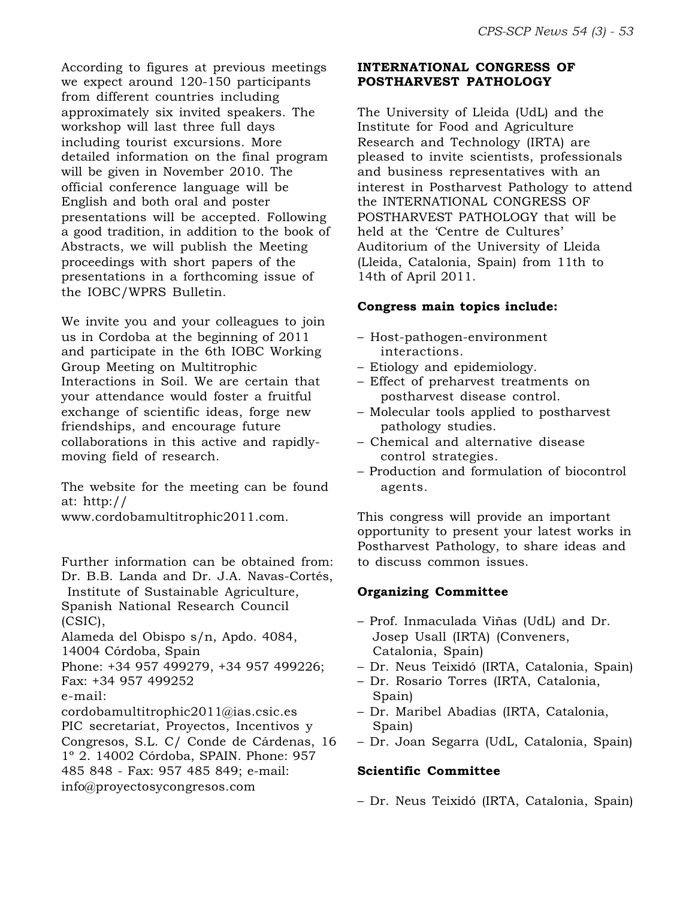According to figures at previous meetings we expect around 120-150 participants from different countries including approximately six invited speakers. The workshop will last three full days including tourist excursions. More detailed information on the final program will be given in November 2010. The official conference language will be English and both oral and poster presentations will be accepted. Following a good tradition, in addition to the book of Abstracts, we will publish the Meeting proceedings with short papers of the presentations in a forthcoming issue of the IOBC/WPRS Bulletin.

We invite you and your colleagues to join us in Cordoba at the beginning of 2011 and participate in the 6th IOBC Working Group Meeting on Multitrophic Interactions in Soil. We are certain that your attendance would foster a fruitful exchange of scientific ideas, forge new friendships, and encourage future collaborations in this active and rapidly-moving field of research.

The website for the meeting can be found at: http://www.cordobamultitrophic2011.com.

Further information can be obtained from: Dr. B.B. Landa and Dr. J.A. Navas-Cortés, Institute of Sustainable Agriculture, Spanish National Research Council (CSIC),
Alameda del Obispo s/n, Apdo. 4084, 14004 Córdoba, Spain
Phone: +34 957 499279, +34 957 499226; Fax: +34 957 499252
e-mail: cordobamultitrophic2011@ias.csic.es
PIC secretariat, Proyectos, Incentivos y Congresos, S.L. C/ Conde de Cárdenas, 16 1º 2. 14002 Córdoba, SPAIN. Phone: 957 485 848 - Fax: 957 485 849; e-mail: info@proyectosycongresos.com

## INTERNATIONAL CONGRESS OF POSTHARVEST PATHOLOGY

The University of Lleida (UdL) and the Institute for Food and Agriculture Research and Technology (IRTA) are pleased to invite scientists, professionals and business representatives with an interest in Postharvest Pathology to attend the INTERNATIONAL CONGRESS OF POSTHARVEST PATHOLOGY that will be held at the 'Centre de Cultures' Auditorium of the University of Lleida (Lleida, Catalonia, Spain) from 11th to 14th of April 2011.

### Congress main topics include:

– Host-pathogen-environment interactions.
– Etiology and epidemiology.
– Effect of preharvest treatments on postharvest disease control.
– Molecular tools applied to postharvest pathology studies.
– Chemical and alternative disease control strategies.
– Production and formulation of biocontrol agents.

This congress will provide an important opportunity to present your latest works in Postharvest Pathology, to share ideas and to discuss common issues.

### Organizing Committee

– Prof. Inmaculada Viñas (UdL) and Dr. Josep Usall (IRTA) (Conveners, Catalonia, Spain)
– Dr. Neus Teixidó (IRTA, Catalonia, Spain)
– Dr. Rosario Torres (IRTA, Catalonia, Spain)
– Dr. Maribel Abadias (IRTA, Catalonia, Spain)
– Dr. Joan Segarra (UdL, Catalonia, Spain)

### Scientific Committee

– Dr. Neus Teixidó (IRTA, Catalonia, Spain)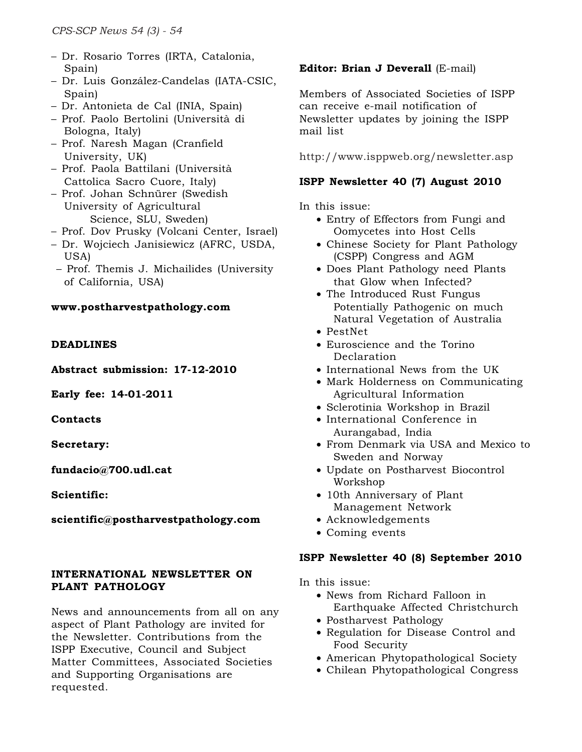– Dr. Rosario Torres (IRTA, Catalonia, Spain)
– Dr. Luis González-Candelas (IATA-CSIC, Spain)
– Dr. Antonieta de Cal (INIA, Spain)
– Prof. Paolo Bertolini (Università di Bologna, Italy)
– Prof. Naresh Magan (Cranfield University, UK)
– Prof. Paola Battilani (Università Cattolica Sacro Cuore, Italy)
– Prof. Johan Schnürer (Swedish University of Agricultural Science, SLU, Sweden)
– Prof. Dov Prusky (Volcani Center, Israel)
– Dr. Wojciech Janisiewicz (AFRC, USDA, USA)
– Prof. Themis J. Michailides (University of California, USA)

**www.postharvestpathology.com**

**DEADLINES**

**Abstract submission: 17-12-2010**

**Early fee: 14-01-2011**

**Contacts**

**Secretary:**

**fundacio@700.udl.cat**

**Scientific:**

**scientific@postharvestpathology.com**

## INTERNATIONAL NEWSLETTER ON PLANT PATHOLOGY

News and announcements from all on any aspect of Plant Pathology are invited for the Newsletter. Contributions from the ISPP Executive, Council and Subject Matter Committees, Associated Societies and Supporting Organisations are requested.

**Editor: Brian J Deverall** (E-mail)

Members of Associated Societies of ISPP can receive e-mail notification of Newsletter updates by joining the ISPP mail list

http://www.isppweb.org/newsletter.asp

**ISPP Newsletter 40 (7) August 2010**

In this issue:

- Entry of Effectors from Fungi and Oomycetes into Host Cells
- Chinese Society for Plant Pathology (CSPP) Congress and AGM
- Does Plant Pathology need Plants that Glow when Infected?
- The Introduced Rust Fungus Potentially Pathogenic on much Natural Vegetation of Australia
- PestNet
- Euroscience and the Torino Declaration
- International News from the UK
- Mark Holderness on Communicating Agricultural Information
- Sclerotinia Workshop in Brazil
- International Conference in Aurangabad, India
- From Denmark via USA and Mexico to Sweden and Norway
- Update on Postharvest Biocontrol Workshop
- 10th Anniversary of Plant Management Network
- Acknowledgements
- Coming events

**ISPP Newsletter 40 (8) September 2010**

In this issue:

- News from Richard Falloon in Earthquake Affected Christchurch
- Postharvest Pathology
- Regulation for Disease Control and Food Security
- American Phytopathological Society
- Chilean Phytopathological Congress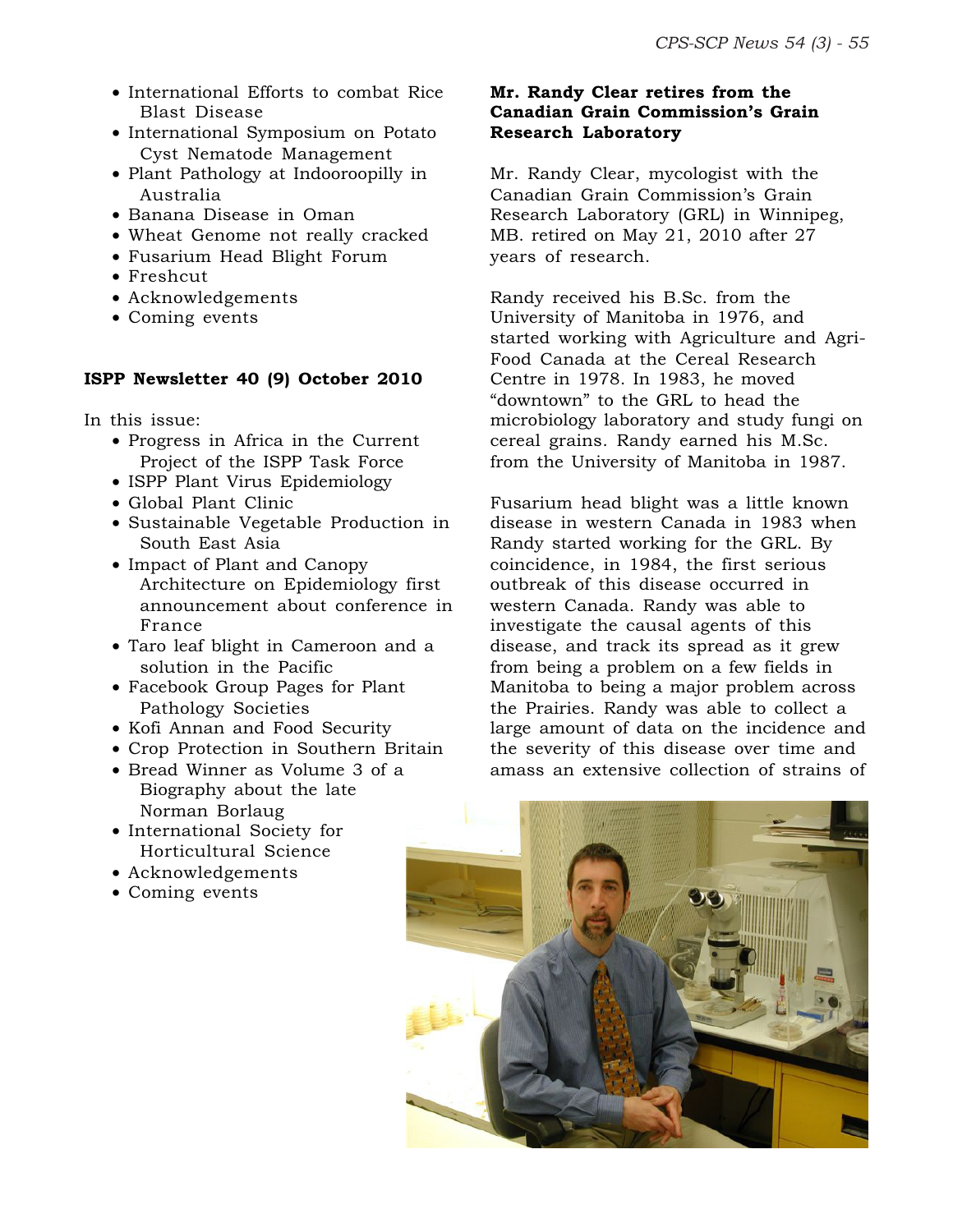- International Efforts to combat Rice Blast Disease
- International Symposium on Potato Cyst Nematode Management
- Plant Pathology at Indooroopilly in Australia
- Banana Disease in Oman
- Wheat Genome not really cracked
- Fusarium Head Blight Forum
- Freshcut
- Acknowledgements
- Coming events

**ISPP Newsletter 40 (9) October 2010**

In this issue:

- Progress in Africa in the Current Project of the ISPP Task Force
- ISPP Plant Virus Epidemiology
- Global Plant Clinic
- Sustainable Vegetable Production in South East Asia
- Impact of Plant and Canopy Architecture on Epidemiology first announcement about conference in France
- Taro leaf blight in Cameroon and a solution in the Pacific
- Facebook Group Pages for Plant Pathology Societies
- Kofi Annan and Food Security
- Crop Protection in Southern Britain
- Bread Winner as Volume 3 of a Biography about the late Norman Borlaug
- International Society for Horticultural Science
- Acknowledgements
- Coming events

**Mr. Randy Clear retires from the Canadian Grain Commission's Grain Research Laboratory**

Mr. Randy Clear, mycologist with the Canadian Grain Commission's Grain Research Laboratory (GRL) in Winnipeg, MB. retired on May 21, 2010 after 27 years of research.

Randy received his B.Sc. from the University of Manitoba in 1976, and started working with Agriculture and Agri-Food Canada at the Cereal Research Centre in 1978. In 1983, he moved "downtown" to the GRL to head the microbiology laboratory and study fungi on cereal grains. Randy earned his M.Sc. from the University of Manitoba in 1987.

Fusarium head blight was a little known disease in western Canada in 1983 when Randy started working for the GRL. By coincidence, in 1984, the first serious outbreak of this disease occurred in western Canada. Randy was able to investigate the causal agents of this disease, and track its spread as it grew from being a problem on a few fields in Manitoba to being a major problem across the Prairies. Randy was able to collect a large amount of data on the incidence and the severity of this disease over time and amass an extensive collection of strains of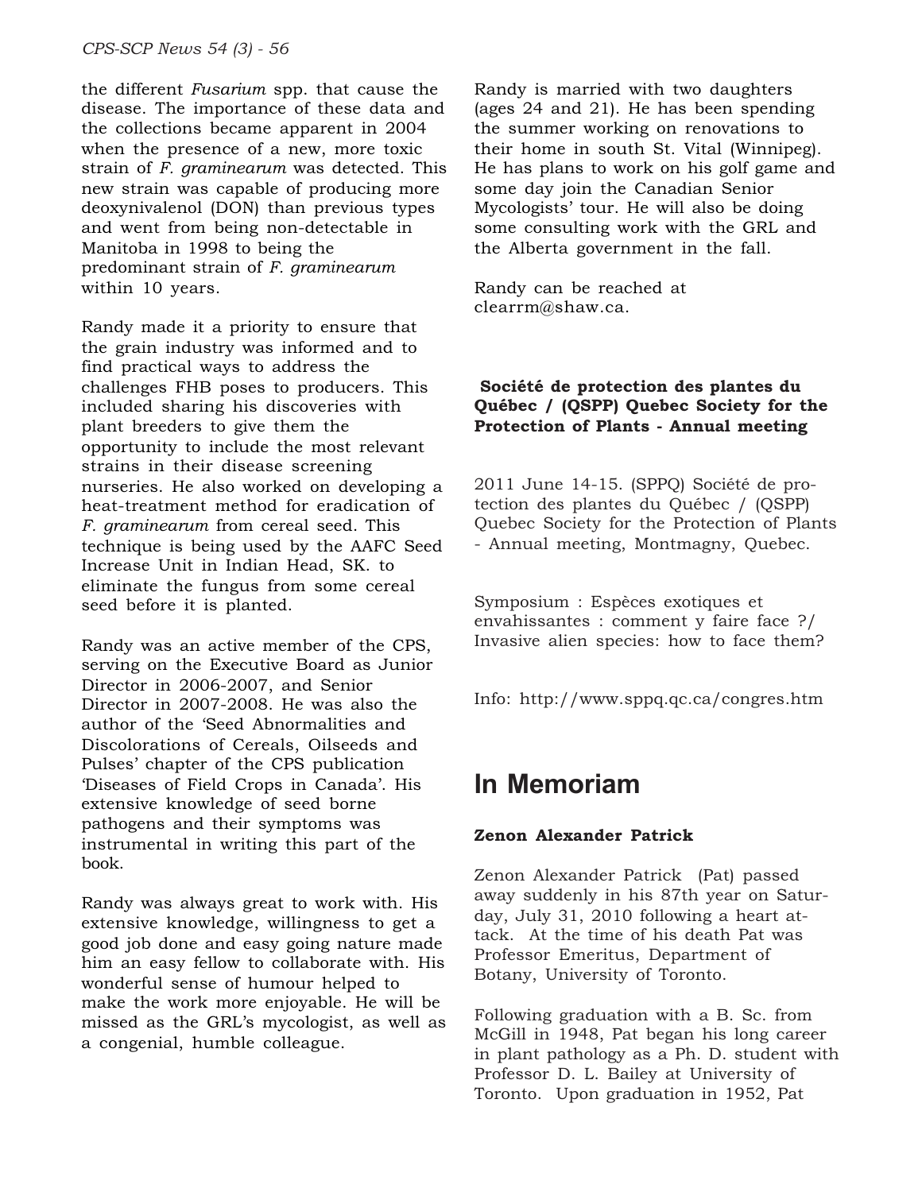the different *Fusarium* spp. that cause the disease. The importance of these data and the collections became apparent in 2004 when the presence of a new, more toxic strain of *F. graminearum* was detected. This new strain was capable of producing more deoxynivalenol (DON) than previous types and went from being non-detectable in Manitoba in 1998 to being the predominant strain of *F. graminearum* within 10 years.

Randy made it a priority to ensure that the grain industry was informed and to find practical ways to address the challenges FHB poses to producers. This included sharing his discoveries with plant breeders to give them the opportunity to include the most relevant strains in their disease screening nurseries. He also worked on developing a heat-treatment method for eradication of *F. graminearum* from cereal seed. This technique is being used by the AAFC Seed Increase Unit in Indian Head, SK. to eliminate the fungus from some cereal seed before it is planted.

Randy was an active member of the CPS, serving on the Executive Board as Junior Director in 2006-2007, and Senior Director in 2007-2008. He was also the author of the 'Seed Abnormalities and Discolorations of Cereals, Oilseeds and Pulses' chapter of the CPS publication 'Diseases of Field Crops in Canada'. His extensive knowledge of seed borne pathogens and their symptoms was instrumental in writing this part of the book.

Randy was always great to work with. His extensive knowledge, willingness to get a good job done and easy going nature made him an easy fellow to collaborate with. His wonderful sense of humour helped to make the work more enjoyable. He will be missed as the GRL's mycologist, as well as a congenial, humble colleague.

Randy is married with two daughters (ages 24 and 21). He has been spending the summer working on renovations to their home in south St. Vital (Winnipeg). He has plans to work on his golf game and some day join the Canadian Senior Mycologists' tour. He will also be doing some consulting work with the GRL and the Alberta government in the fall.

Randy can be reached at clearrm@shaw.ca.

**Société de protection des plantes du Québec / (QSPP) Quebec Society for the Protection of Plants - Annual meeting**

2011 June 14-15. (SPPQ) Société de protection des plantes du Québec / (QSPP) Quebec Society for the Protection of Plants - Annual meeting, Montmagny, Quebec.

Symposium : Espèces exotiques et envahissantes : comment y faire face ?/ Invasive alien species: how to face them?

Info: http://www.sppq.qc.ca/congres.htm

# In Memoriam

**Zenon Alexander Patrick**

Zenon Alexander Patrick (Pat) passed away suddenly in his 87th year on Saturday, July 31, 2010 following a heart attack. At the time of his death Pat was Professor Emeritus, Department of Botany, University of Toronto.

Following graduation with a B. Sc. from McGill in 1948, Pat began his long career in plant pathology as a Ph. D. student with Professor D. L. Bailey at University of Toronto. Upon graduation in 1952, Pat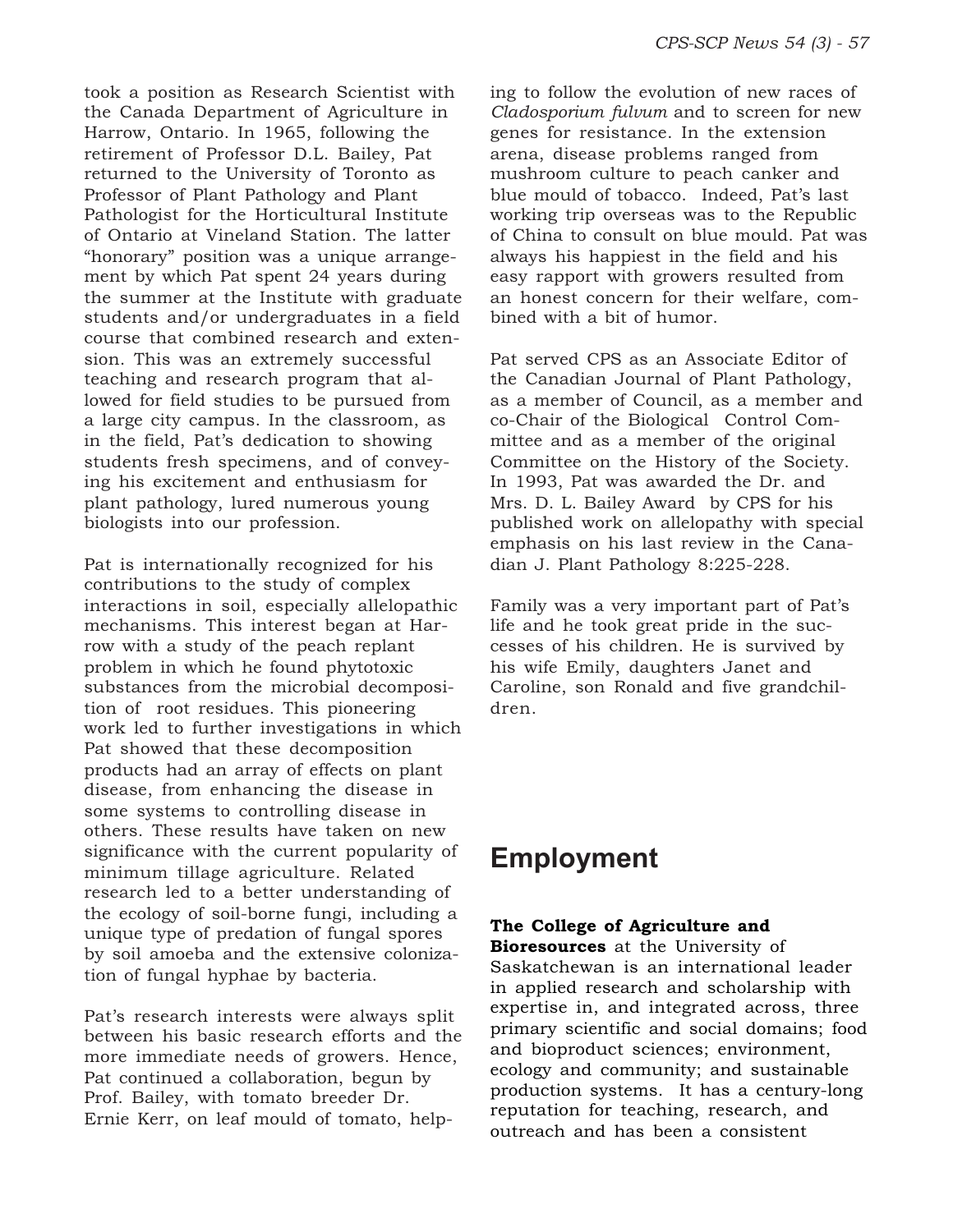took a position as Research Scientist with the Canada Department of Agriculture in Harrow, Ontario. In 1965, following the retirement of Professor D.L. Bailey, Pat returned to the University of Toronto as Professor of Plant Pathology and Plant Pathologist for the Horticultural Institute of Ontario at Vineland Station. The latter "honorary" position was a unique arrangement by which Pat spent 24 years during the summer at the Institute with graduate students and/or undergraduates in a field course that combined research and extension. This was an extremely successful teaching and research program that allowed for field studies to be pursued from a large city campus. In the classroom, as in the field, Pat's dedication to showing students fresh specimens, and of conveying his excitement and enthusiasm for plant pathology, lured numerous young biologists into our profession.

Pat is internationally recognized for his contributions to the study of complex interactions in soil, especially allelopathic mechanisms. This interest began at Harrow with a study of the peach replant problem in which he found phytotoxic substances from the microbial decomposition of root residues. This pioneering work led to further investigations in which Pat showed that these decomposition products had an array of effects on plant disease, from enhancing the disease in some systems to controlling disease in others. These results have taken on new significance with the current popularity of minimum tillage agriculture. Related research led to a better understanding of the ecology of soil-borne fungi, including a unique type of predation of fungal spores by soil amoeba and the extensive colonization of fungal hyphae by bacteria.

Pat's research interests were always split between his basic research efforts and the more immediate needs of growers. Hence, Pat continued a collaboration, begun by Prof. Bailey, with tomato breeder Dr. Ernie Kerr, on leaf mould of tomato, helping to follow the evolution of new races of *Cladosporium fulvum* and to screen for new genes for resistance. In the extension arena, disease problems ranged from mushroom culture to peach canker and blue mould of tobacco. Indeed, Pat's last working trip overseas was to the Republic of China to consult on blue mould. Pat was always his happiest in the field and his easy rapport with growers resulted from an honest concern for their welfare, combined with a bit of humor.

Pat served CPS as an Associate Editor of the Canadian Journal of Plant Pathology, as a member of Council, as a member and co-Chair of the Biological Control Committee and as a member of the original Committee on the History of the Society. In 1993, Pat was awarded the Dr. and Mrs. D. L. Bailey Award by CPS for his published work on allelopathy with special emphasis on his last review in the Canadian J. Plant Pathology 8:225-228.

Family was a very important part of Pat's life and he took great pride in the successes of his children. He is survived by his wife Emily, daughters Janet and Caroline, son Ronald and five grandchildren.

# Employment

**The College of Agriculture and Bioresources** at the University of Saskatchewan is an international leader in applied research and scholarship with expertise in, and integrated across, three primary scientific and social domains; food and bioproduct sciences; environment, ecology and community; and sustainable production systems. It has a century-long reputation for teaching, research, and outreach and has been a consistent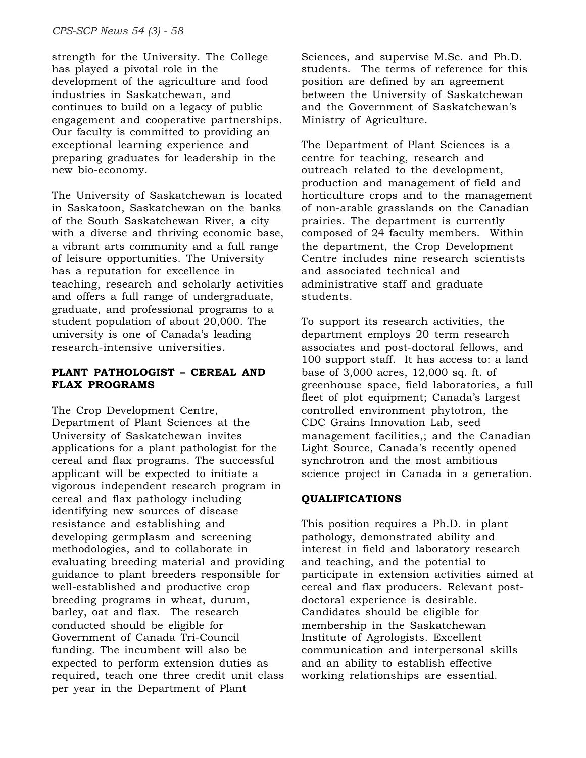strength for the University. The College has played a pivotal role in the development of the agriculture and food industries in Saskatchewan, and continues to build on a legacy of public engagement and cooperative partnerships. Our faculty is committed to providing an exceptional learning experience and preparing graduates for leadership in the new bio-economy.

The University of Saskatchewan is located in Saskatoon, Saskatchewan on the banks of the South Saskatchewan River, a city with a diverse and thriving economic base, a vibrant arts community and a full range of leisure opportunities. The University has a reputation for excellence in teaching, research and scholarly activities and offers a full range of undergraduate, graduate, and professional programs to a student population of about 20,000. The university is one of Canada's leading research-intensive universities.

**PLANT PATHOLOGIST – CEREAL AND FLAX PROGRAMS**

The Crop Development Centre, Department of Plant Sciences at the University of Saskatchewan invites applications for a plant pathologist for the cereal and flax programs. The successful applicant will be expected to initiate a vigorous independent research program in cereal and flax pathology including identifying new sources of disease resistance and establishing and developing germplasm and screening methodologies, and to collaborate in evaluating breeding material and providing guidance to plant breeders responsible for well-established and productive crop breeding programs in wheat, durum, barley, oat and flax. The research conducted should be eligible for Government of Canada Tri-Council funding. The incumbent will also be expected to perform extension duties as required, teach one three credit unit class per year in the Department of Plant Sciences, and supervise M.Sc. and Ph.D. students. The terms of reference for this position are defined by an agreement between the University of Saskatchewan and the Government of Saskatchewan's Ministry of Agriculture.

The Department of Plant Sciences is a centre for teaching, research and outreach related to the development, production and management of field and horticulture crops and to the management of non-arable grasslands on the Canadian prairies. The department is currently composed of 24 faculty members. Within the department, the Crop Development Centre includes nine research scientists and associated technical and administrative staff and graduate students.

To support its research activities, the department employs 20 term research associates and post-doctoral fellows, and 100 support staff. It has access to: a land base of 3,000 acres, 12,000 sq. ft. of greenhouse space, field laboratories, a full fleet of plot equipment; Canada's largest controlled environment phytotron, the CDC Grains Innovation Lab, seed management facilities,; and the Canadian Light Source, Canada's recently opened synchrotron and the most ambitious science project in Canada in a generation.

**QUALIFICATIONS**

This position requires a Ph.D. in plant pathology, demonstrated ability and interest in field and laboratory research and teaching, and the potential to participate in extension activities aimed at cereal and flax producers. Relevant post-doctoral experience is desirable. Candidates should be eligible for membership in the Saskatchewan Institute of Agrologists. Excellent communication and interpersonal skills and an ability to establish effective working relationships are essential.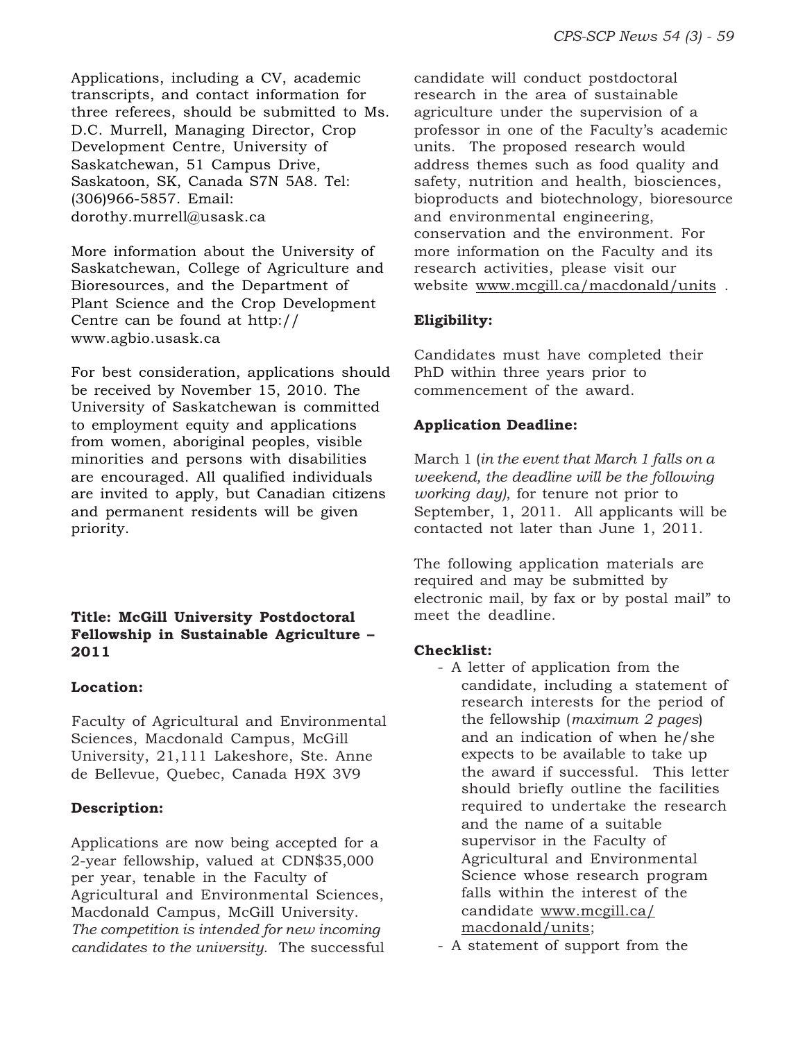Applications, including a CV, academic transcripts, and contact information for three referees, should be submitted to Ms. D.C. Murrell, Managing Director, Crop Development Centre, University of Saskatchewan, 51 Campus Drive, Saskatoon, SK, Canada S7N 5A8. Tel: (306)966-5857. Email: dorothy.murrell@usask.ca

More information about the University of Saskatchewan, College of Agriculture and Bioresources, and the Department of Plant Science and the Crop Development Centre can be found at http://www.agbio.usask.ca

For best consideration, applications should be received by November 15, 2010. The University of Saskatchewan is committed to employment equity and applications from women, aboriginal peoples, visible minorities and persons with disabilities are encouraged. All qualified individuals are invited to apply, but Canadian citizens and permanent residents will be given priority.

**Title: McGill University Postdoctoral Fellowship in Sustainable Agriculture – 2011**

**Location:**

Faculty of Agricultural and Environmental Sciences, Macdonald Campus, McGill University, 21,111 Lakeshore, Ste. Anne de Bellevue, Quebec, Canada H9X 3V9

**Description:**

Applications are now being accepted for a 2-year fellowship, valued at CDN$35,000 per year, tenable in the Faculty of Agricultural and Environmental Sciences, Macdonald Campus, McGill University. *The competition is intended for new incoming candidates to the university.* The successful candidate will conduct postdoctoral research in the area of sustainable agriculture under the supervision of a professor in one of the Faculty's academic units. The proposed research would address themes such as food quality and safety, nutrition and health, biosciences, bioproducts and biotechnology, bioresource and environmental engineering, conservation and the environment. For more information on the Faculty and its research activities, please visit our website www.mcgill.ca/macdonald/units .

**Eligibility:**

Candidates must have completed their PhD within three years prior to commencement of the award.

**Application Deadline:**

March 1 (*in the event that March 1 falls on a weekend, the deadline will be the following working day)*, for tenure not prior to September, 1, 2011. All applicants will be contacted not later than June 1, 2011.

The following application materials are required and may be submitted by electronic mail, by fax or by postal mail" to meet the deadline.

**Checklist:**

- A letter of application from the candidate, including a statement of research interests for the period of the fellowship (*maximum 2 pages*) and an indication of when he/she expects to be available to take up the award if successful. This letter should briefly outline the facilities required to undertake the research and the name of a suitable supervisor in the Faculty of Agricultural and Environmental Science whose research program falls within the interest of the candidate www.mcgill.ca/macdonald/units;
- A statement of support from the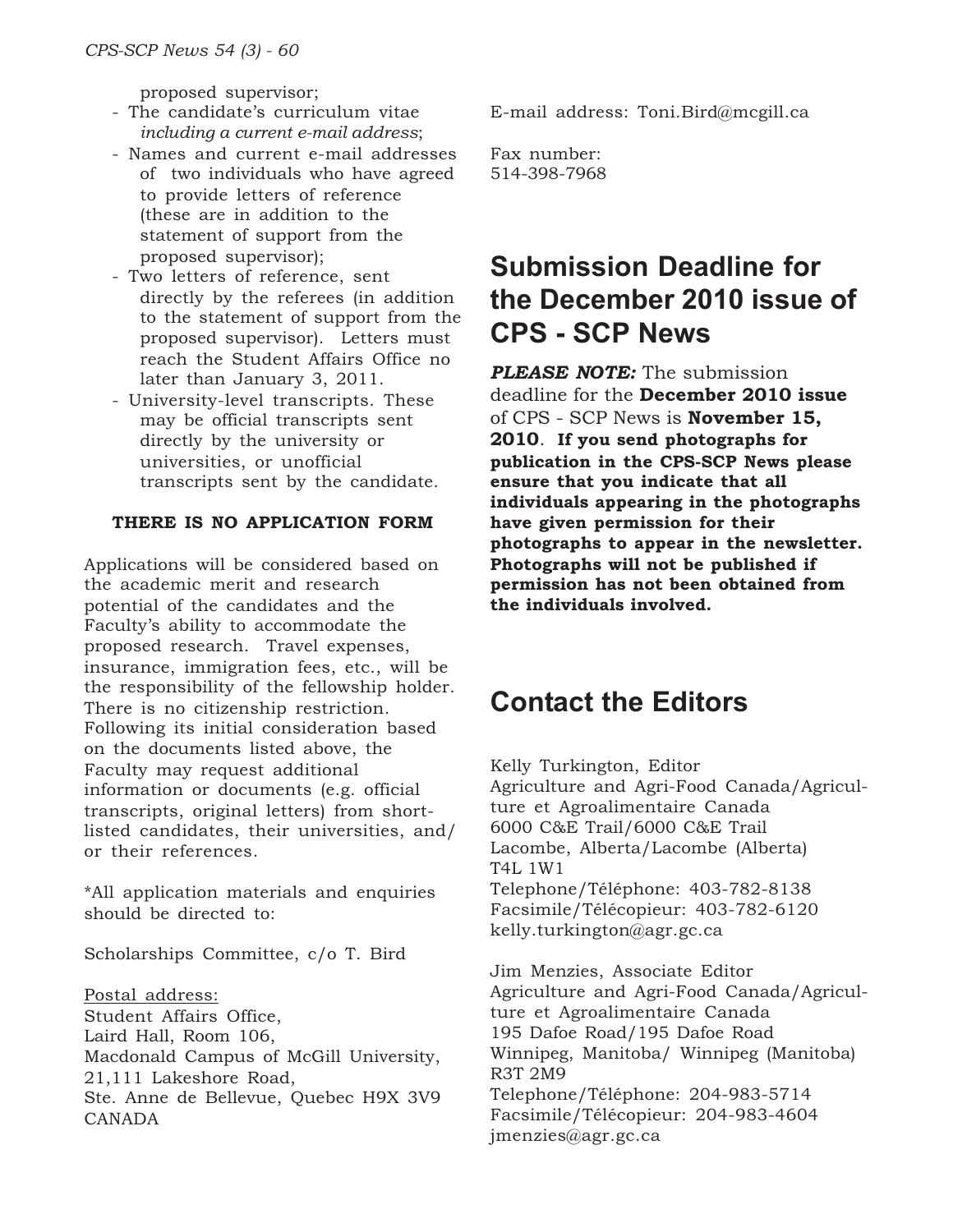proposed supervisor;

- The candidate's curriculum vitae *including a current e-mail address*;
- Names and current e-mail addresses of two individuals who have agreed to provide letters of reference (these are in addition to the statement of support from the proposed supervisor);
- Two letters of reference, sent directly by the referees (in addition to the statement of support from the proposed supervisor). Letters must reach the Student Affairs Office no later than January 3, 2011.
- University-level transcripts. These may be official transcripts sent directly by the university or universities, or unofficial transcripts sent by the candidate.

**THERE IS NO APPLICATION FORM**

Applications will be considered based on the academic merit and research potential of the candidates and the Faculty's ability to accommodate the proposed research. Travel expenses, insurance, immigration fees, etc., will be the responsibility of the fellowship holder. There is no citizenship restriction. Following its initial consideration based on the documents listed above, the Faculty may request additional information or documents (e.g. official transcripts, original letters) from short-listed candidates, their universities, and/or their references.

*All application materials and enquiries should be directed to:

Scholarships Committee, c/o T. Bird

Postal address:
Student Affairs Office,
Laird Hall, Room 106,
Macdonald Campus of McGill University,
21,111 Lakeshore Road,
Ste. Anne de Bellevue, Quebec H9X 3V9
CANADA

E-mail address: Toni.Bird@mcgill.ca

Fax number:
514-398-7968

## Submission Deadline for the December 2010 issue of CPS - SCP News

***PLEASE NOTE:*** The submission deadline for the **December 2010 issue** of CPS - SCP News is **November 15, 2010**. **If you send photographs for publication in the CPS-SCP News please ensure that you indicate that all individuals appearing in the photographs have given permission for their photographs to appear in the newsletter. Photographs will not be published if permission has not been obtained from the individuals involved.**

## Contact the Editors

Kelly Turkington, Editor
Agriculture and Agri-Food Canada/Agriculture et Agroalimentaire Canada
6000 C&E Trail/6000 C&E Trail
Lacombe, Alberta/Lacombe (Alberta)
T4L 1W1
Telephone/Téléphone: 403-782-8138
Facsimile/Télécopieur: 403-782-6120
kelly.turkington@agr.gc.ca

Jim Menzies, Associate Editor
Agriculture and Agri-Food Canada/Agriculture et Agroalimentaire Canada
195 Dafoe Road/195 Dafoe Road
Winnipeg, Manitoba/ Winnipeg (Manitoba)
R3T 2M9
Telephone/Téléphone: 204-983-5714
Facsimile/Télécopieur: 204-983-4604
jmenzies@agr.gc.ca